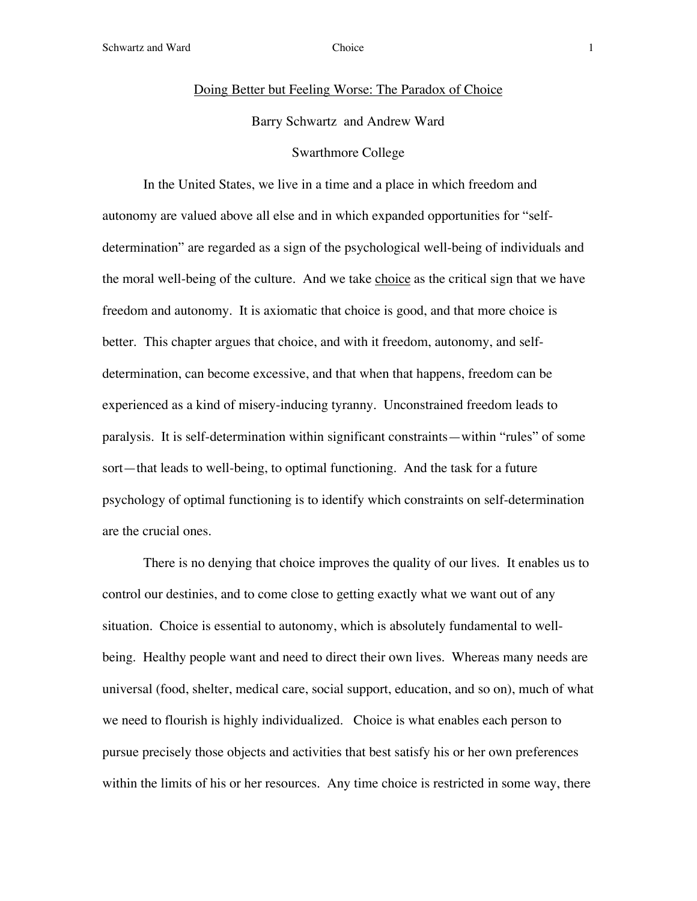# Doing Better but Feeling Worse: The Paradox of Choice

Barry Schwartz and Andrew Ward

Swarthmore College

In the United States, we live in a time and a place in which freedom and autonomy are valued above all else and in which expanded opportunities for "self-determination" are regarded as a sign of the psychological well-being of individuals and the moral well-being of the culture. And we take choice as the critical sign that we have freedom and autonomy. It is axiomatic that choice is good, and that more choice is better. This chapter argues that choice, and with it freedom, autonomy, and self-determination, can become excessive, and that when that happens, freedom can be experienced as a kind of misery-inducing tyranny. Unconstrained freedom leads to paralysis. It is self-determination within significant constraints—within "rules" of some sort—that leads to well-being, to optimal functioning. And the task for a future psychology of optimal functioning is to identify which constraints on self-determination are the crucial ones.

There is no denying that choice improves the quality of our lives. It enables us to control our destinies, and to come close to getting exactly what we want out of any situation. Choice is essential to autonomy, which is absolutely fundamental to well-being. Healthy people want and need to direct their own lives. Whereas many needs are universal (food, shelter, medical care, social support, education, and so on), much of what we need to flourish is highly individualized. Choice is what enables each person to pursue precisely those objects and activities that best satisfy his or her own preferences within the limits of his or her resources. Any time choice is restricted in some way, there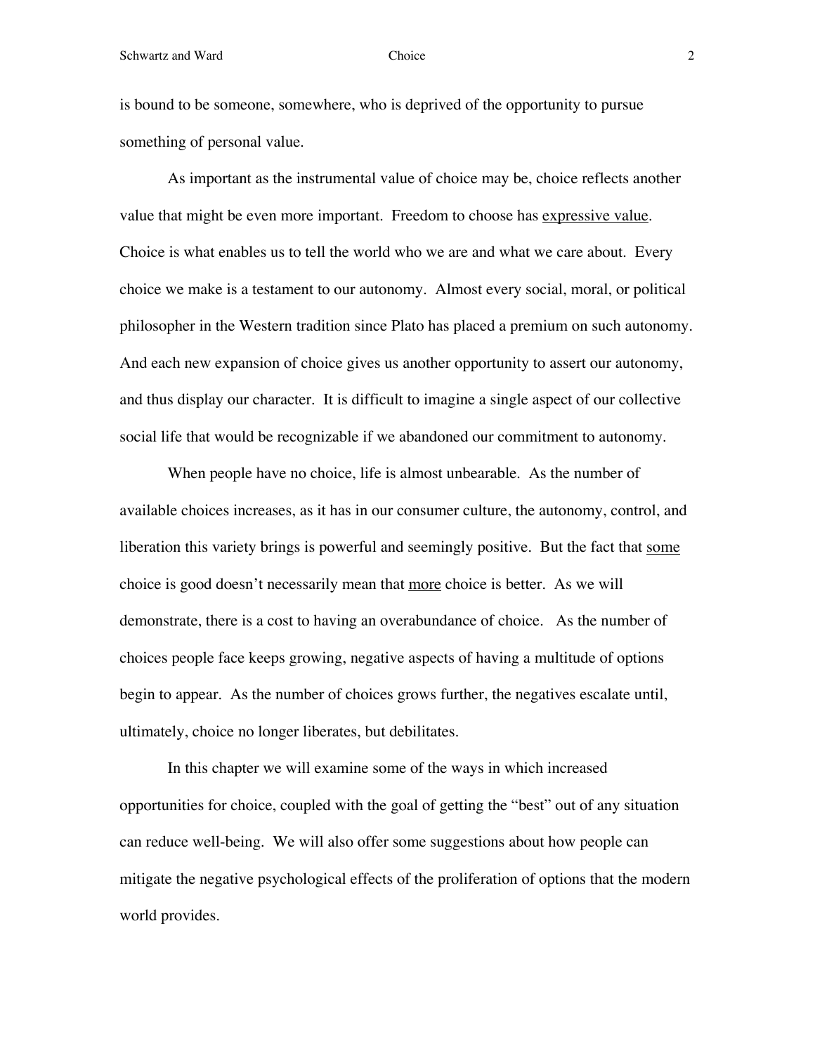is bound to be someone, somewhere, who is deprived of the opportunity to pursue something of personal value.

As important as the instrumental value of choice may be, choice reflects another value that might be even more important. Freedom to choose has <u>expressive value</u>. Choice is what enables us to tell the world who we are and what we care about. Every choice we make is a testament to our autonomy. Almost every social, moral, or political philosopher in the Western tradition since Plato has placed a premium on such autonomy. And each new expansion of choice gives us another opportunity to assert our autonomy, and thus display our character. It is difficult to imagine a single aspect of our collective social life that would be recognizable if we abandoned our commitment to autonomy.

When people have no choice, life is almost unbearable. As the number of available choices increases, as it has in our consumer culture, the autonomy, control, and liberation this variety brings is powerful and seemingly positive. But the fact that <u>some</u> choice is good doesn't necessarily mean that <u>more</u> choice is better. As we will demonstrate, there is a cost to having an overabundance of choice. As the number of choices people face keeps growing, negative aspects of having a multitude of options begin to appear. As the number of choices grows further, the negatives escalate until, ultimately, choice no longer liberates, but debilitates.

In this chapter we will examine some of the ways in which increased opportunities for choice, coupled with the goal of getting the "best" out of any situation can reduce well-being. We will also offer some suggestions about how people can mitigate the negative psychological effects of the proliferation of options that the modern world provides.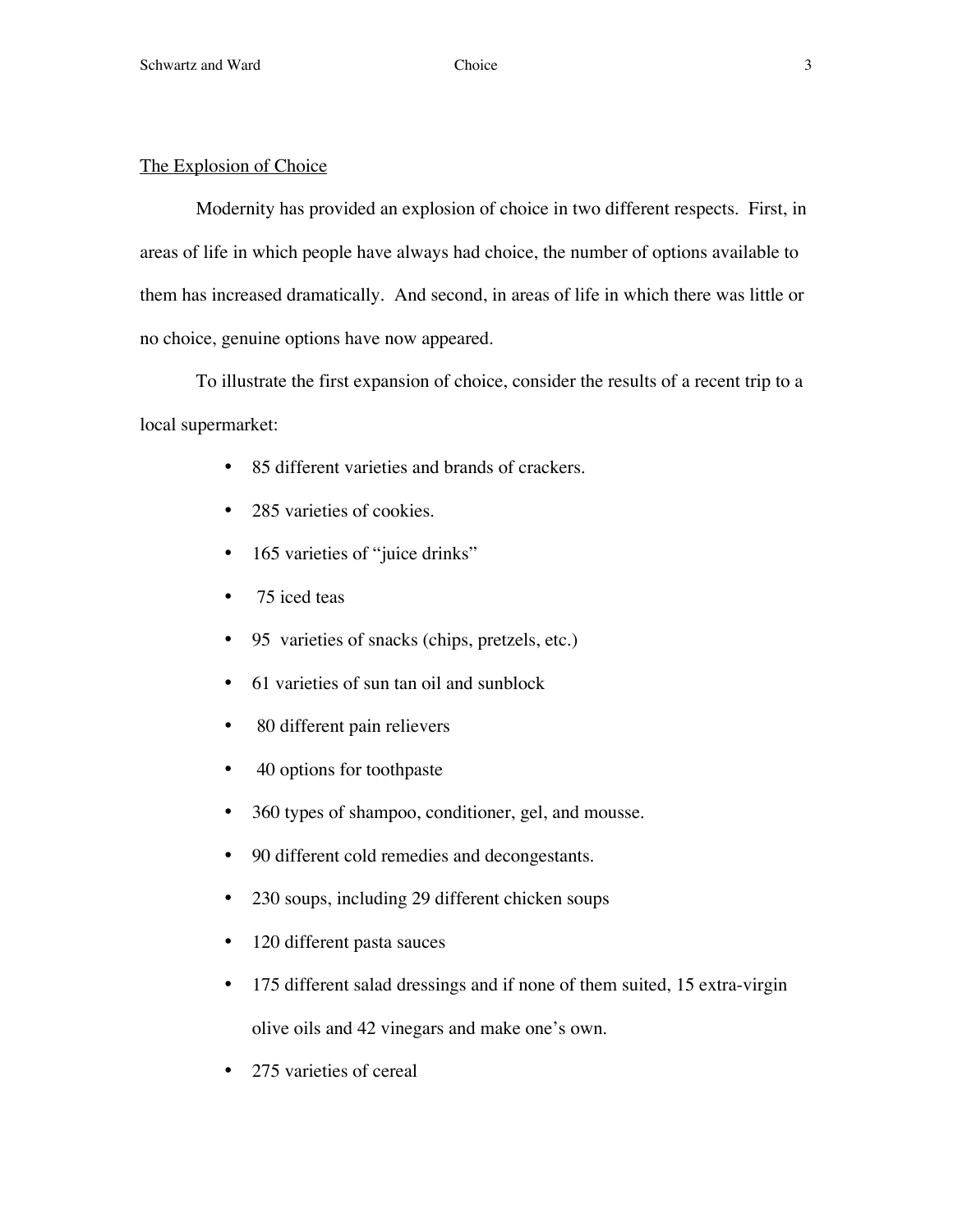## The Explosion of Choice

Modernity has provided an explosion of choice in two different respects. First, in areas of life in which people have always had choice, the number of options available to them has increased dramatically. And second, in areas of life in which there was little or no choice, genuine options have now appeared.

To illustrate the first expansion of choice, consider the results of a recent trip to a local supermarket:

- 85 different varieties and brands of crackers.
- 285 varieties of cookies.
- 165 varieties of "juice drinks"
- 75 iced teas
- 95 varieties of snacks (chips, pretzels, etc.)
- 61 varieties of sun tan oil and sunblock
- 80 different pain relievers
- 40 options for toothpaste
- 360 types of shampoo, conditioner, gel, and mousse.
- 90 different cold remedies and decongestants.
- 230 soups, including 29 different chicken soups
- 120 different pasta sauces
- 175 different salad dressings and if none of them suited, 15 extra-virgin olive oils and 42 vinegars and make one's own.
- 275 varieties of cereal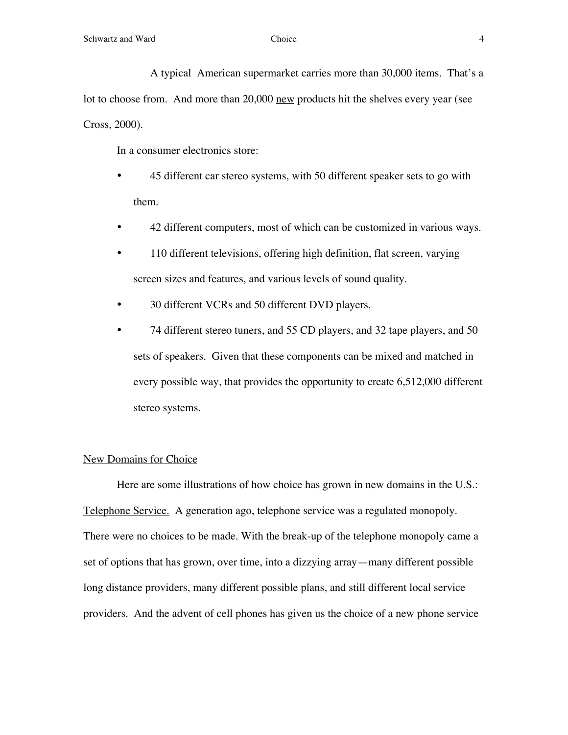A typical American supermarket carries more than 30,000 items. That's a lot to choose from. And more than 20,000 <u>new</u> products hit the shelves every year (see Cross, 2000).

In a consumer electronics store:

- 45 different car stereo systems, with 50 different speaker sets to go with them.
- 42 different computers, most of which can be customized in various ways.
- 110 different televisions, offering high definition, flat screen, varying screen sizes and features, and various levels of sound quality.
- 30 different VCRs and 50 different DVD players.
- 74 different stereo tuners, and 55 CD players, and 32 tape players, and 50 sets of speakers. Given that these components can be mixed and matched in every possible way, that provides the opportunity to create 6,512,000 different stereo systems.

## New Domains for Choice

Here are some illustrations of how choice has grown in new domains in the U.S.: <u>Telephone Service.</u> A generation ago, telephone service was a regulated monopoly. There were no choices to be made. With the break-up of the telephone monopoly came a set of options that has grown, over time, into a dizzying array—many different possible long distance providers, many different possible plans, and still different local service providers. And the advent of cell phones has given us the choice of a new phone service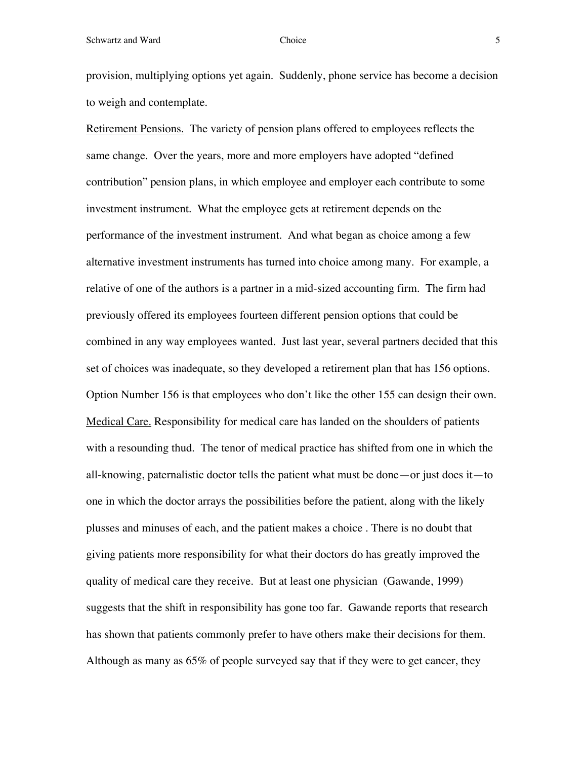provision, multiplying options yet again. Suddenly, phone service has become a decision to weigh and contemplate.

<u>Retirement Pensions.</u> The variety of pension plans offered to employees reflects the same change. Over the years, more and more employers have adopted "defined contribution" pension plans, in which employee and employer each contribute to some investment instrument. What the employee gets at retirement depends on the performance of the investment instrument. And what began as choice among a few alternative investment instruments has turned into choice among many. For example, a relative of one of the authors is a partner in a mid-sized accounting firm. The firm had previously offered its employees fourteen different pension options that could be combined in any way employees wanted. Just last year, several partners decided that this set of choices was inadequate, so they developed a retirement plan that has 156 options. Option Number 156 is that employees who don't like the other 155 can design their own.

<u>Medical Care.</u> Responsibility for medical care has landed on the shoulders of patients with a resounding thud. The tenor of medical practice has shifted from one in which the all-knowing, paternalistic doctor tells the patient what must be done—or just does it—to one in which the doctor arrays the possibilities before the patient, along with the likely plusses and minuses of each, and the patient makes a choice . There is no doubt that giving patients more responsibility for what their doctors do has greatly improved the quality of medical care they receive. But at least one physician (Gawande, 1999) suggests that the shift in responsibility has gone too far. Gawande reports that research has shown that patients commonly prefer to have others make their decisions for them. Although as many as 65% of people surveyed say that if they were to get cancer, they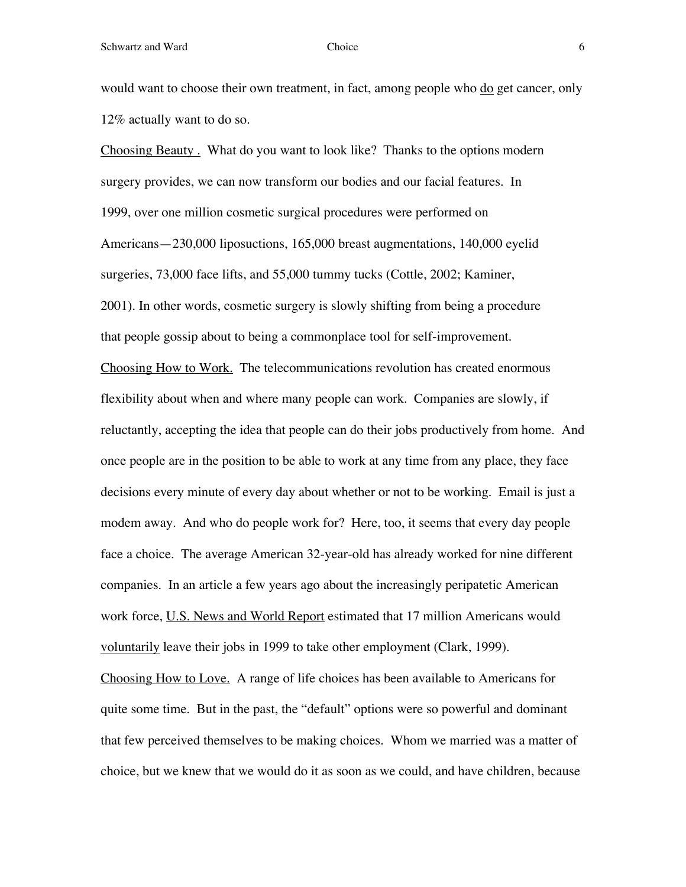would want to choose their own treatment, in fact, among people who _do_ get cancer, only 12% actually want to do so.

_Choosing Beauty ._ What do you want to look like? Thanks to the options modern surgery provides, we can now transform our bodies and our facial features. In 1999, over one million cosmetic surgical procedures were performed on Americans—230,000 liposuctions, 165,000 breast augmentations, 140,000 eyelid surgeries, 73,000 face lifts, and 55,000 tummy tucks (Cottle, 2002; Kaminer, 2001). In other words, cosmetic surgery is slowly shifting from being a procedure that people gossip about to being a commonplace tool for self-improvement.

_Choosing How to Work._ The telecommunications revolution has created enormous flexibility about when and where many people can work. Companies are slowly, if reluctantly, accepting the idea that people can do their jobs productively from home. And once people are in the position to be able to work at any time from any place, they face decisions every minute of every day about whether or not to be working. Email is just a modem away. And who do people work for? Here, too, it seems that every day people face a choice. The average American 32-year-old has already worked for nine different companies. In an article a few years ago about the increasingly peripatetic American work force, _U.S. News and World Report_ estimated that 17 million Americans would _voluntarily_ leave their jobs in 1999 to take other employment (Clark, 1999).

_Choosing How to Love._ A range of life choices has been available to Americans for quite some time. But in the past, the "default" options were so powerful and dominant that few perceived themselves to be making choices. Whom we married was a matter of choice, but we knew that we would do it as soon as we could, and have children, because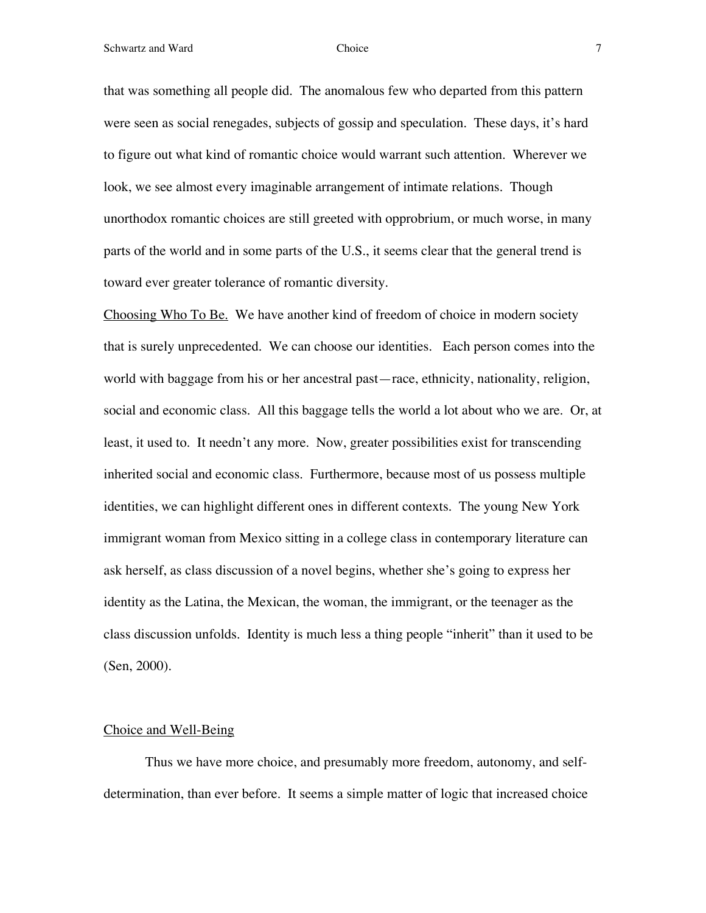that was something all people did. The anomalous few who departed from this pattern were seen as social renegades, subjects of gossip and speculation. These days, it's hard to figure out what kind of romantic choice would warrant such attention. Wherever we look, we see almost every imaginable arrangement of intimate relations. Though unorthodox romantic choices are still greeted with opprobrium, or much worse, in many parts of the world and in some parts of the U.S., it seems clear that the general trend is toward ever greater tolerance of romantic diversity.

<u>Choosing Who To Be.</u> We have another kind of freedom of choice in modern society that is surely unprecedented. We can choose our identities. Each person comes into the world with baggage from his or her ancestral past—race, ethnicity, nationality, religion, social and economic class. All this baggage tells the world a lot about who we are. Or, at least, it used to. It needn't any more. Now, greater possibilities exist for transcending inherited social and economic class. Furthermore, because most of us possess multiple identities, we can highlight different ones in different contexts. The young New York immigrant woman from Mexico sitting in a college class in contemporary literature can ask herself, as class discussion of a novel begins, whether she's going to express her identity as the Latina, the Mexican, the woman, the immigrant, or the teenager as the class discussion unfolds. Identity is much less a thing people "inherit" than it used to be (Sen, 2000).

## <u>Choice and Well-Being</u>

Thus we have more choice, and presumably more freedom, autonomy, and self-determination, than ever before. It seems a simple matter of logic that increased choice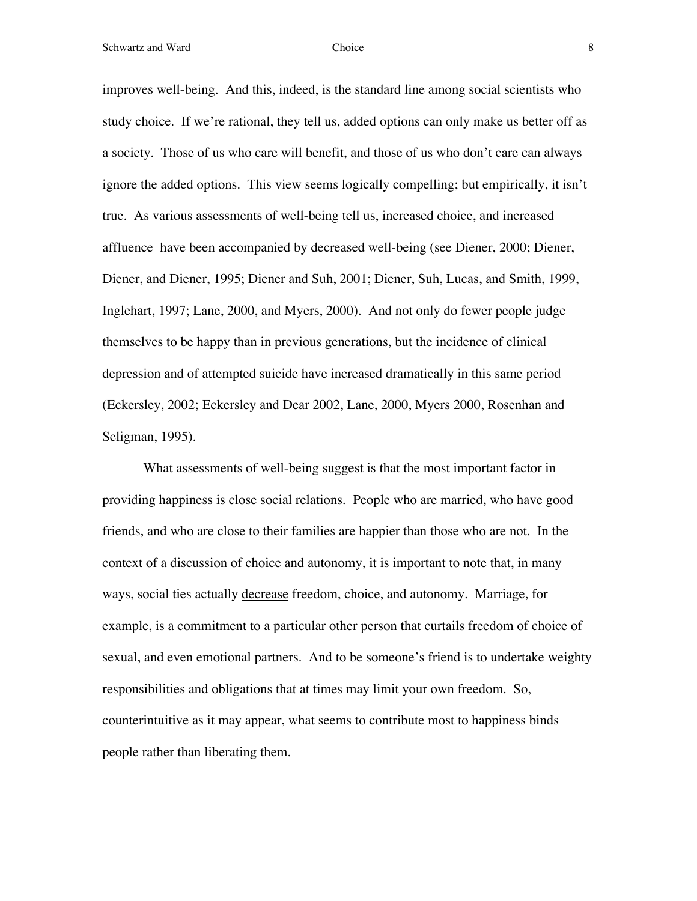improves well-being. And this, indeed, is the standard line among social scientists who study choice. If we're rational, they tell us, added options can only make us better off as a society. Those of us who care will benefit, and those of us who don't care can always ignore the added options. This view seems logically compelling; but empirically, it isn't true. As various assessments of well-being tell us, increased choice, and increased affluence have been accompanied by <u>decreased</u> well-being (see Diener, 2000; Diener, Diener, and Diener, 1995; Diener and Suh, 2001; Diener, Suh, Lucas, and Smith, 1999, Inglehart, 1997; Lane, 2000, and Myers, 2000). And not only do fewer people judge themselves to be happy than in previous generations, but the incidence of clinical depression and of attempted suicide have increased dramatically in this same period (Eckersley, 2002; Eckersley and Dear 2002, Lane, 2000, Myers 2000, Rosenhan and Seligman, 1995).

What assessments of well-being suggest is that the most important factor in providing happiness is close social relations. People who are married, who have good friends, and who are close to their families are happier than those who are not. In the context of a discussion of choice and autonomy, it is important to note that, in many ways, social ties actually <u>decrease</u> freedom, choice, and autonomy. Marriage, for example, is a commitment to a particular other person that curtails freedom of choice of sexual, and even emotional partners. And to be someone's friend is to undertake weighty responsibilities and obligations that at times may limit your own freedom. So, counterintuitive as it may appear, what seems to contribute most to happiness binds people rather than liberating them.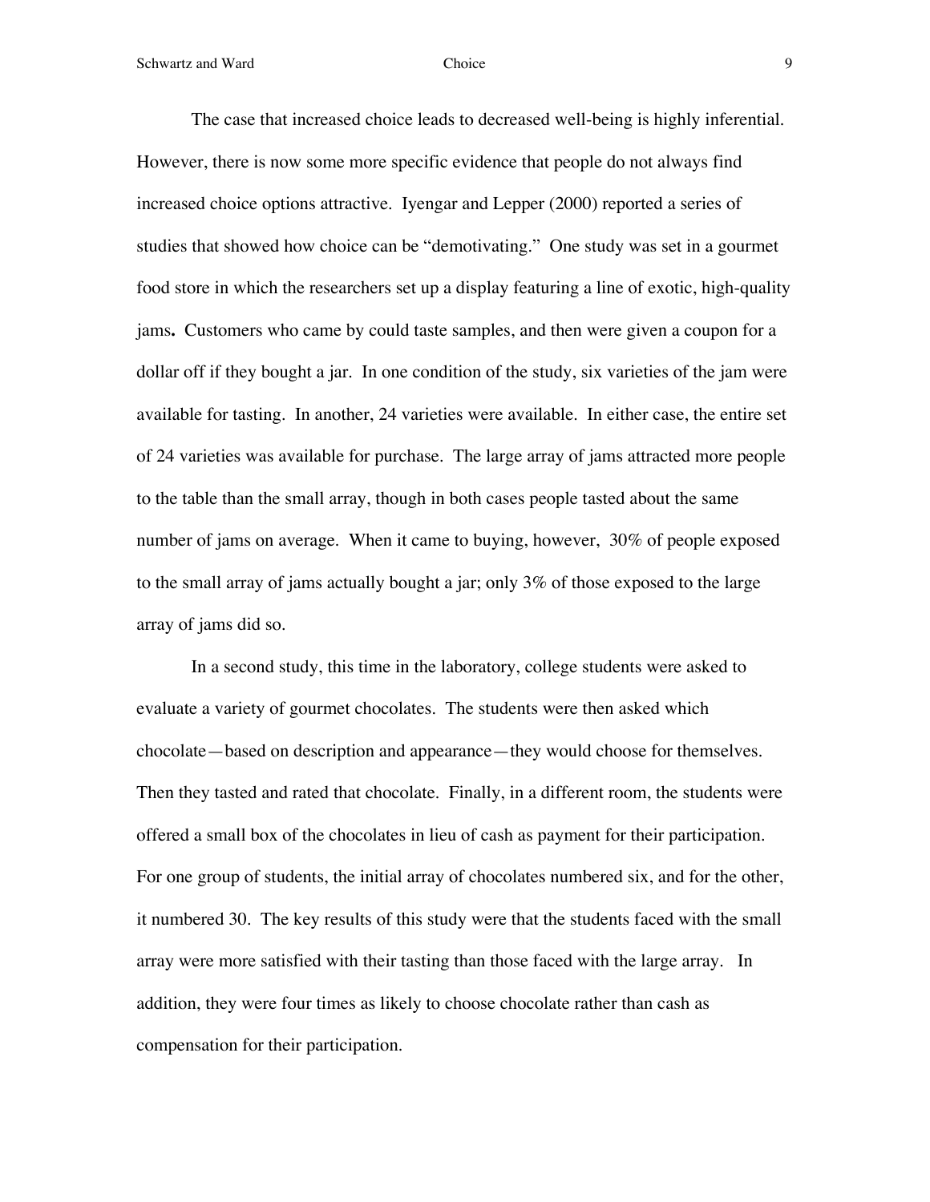The case that increased choice leads to decreased well-being is highly inferential. However, there is now some more specific evidence that people do not always find increased choice options attractive. Iyengar and Lepper (2000) reported a series of studies that showed how choice can be "demotivating." One study was set in a gourmet food store in which the researchers set up a display featuring a line of exotic, high-quality jams**.** Customers who came by could taste samples, and then were given a coupon for a dollar off if they bought a jar. In one condition of the study, six varieties of the jam were available for tasting. In another, 24 varieties were available. In either case, the entire set of 24 varieties was available for purchase. The large array of jams attracted more people to the table than the small array, though in both cases people tasted about the same number of jams on average. When it came to buying, however, 30% of people exposed to the small array of jams actually bought a jar; only 3% of those exposed to the large array of jams did so.

In a second study, this time in the laboratory, college students were asked to evaluate a variety of gourmet chocolates. The students were then asked which chocolate—based on description and appearance—they would choose for themselves. Then they tasted and rated that chocolate. Finally, in a different room, the students were offered a small box of the chocolates in lieu of cash as payment for their participation. For one group of students, the initial array of chocolates numbered six, and for the other, it numbered 30. The key results of this study were that the students faced with the small array were more satisfied with their tasting than those faced with the large array. In addition, they were four times as likely to choose chocolate rather than cash as compensation for their participation.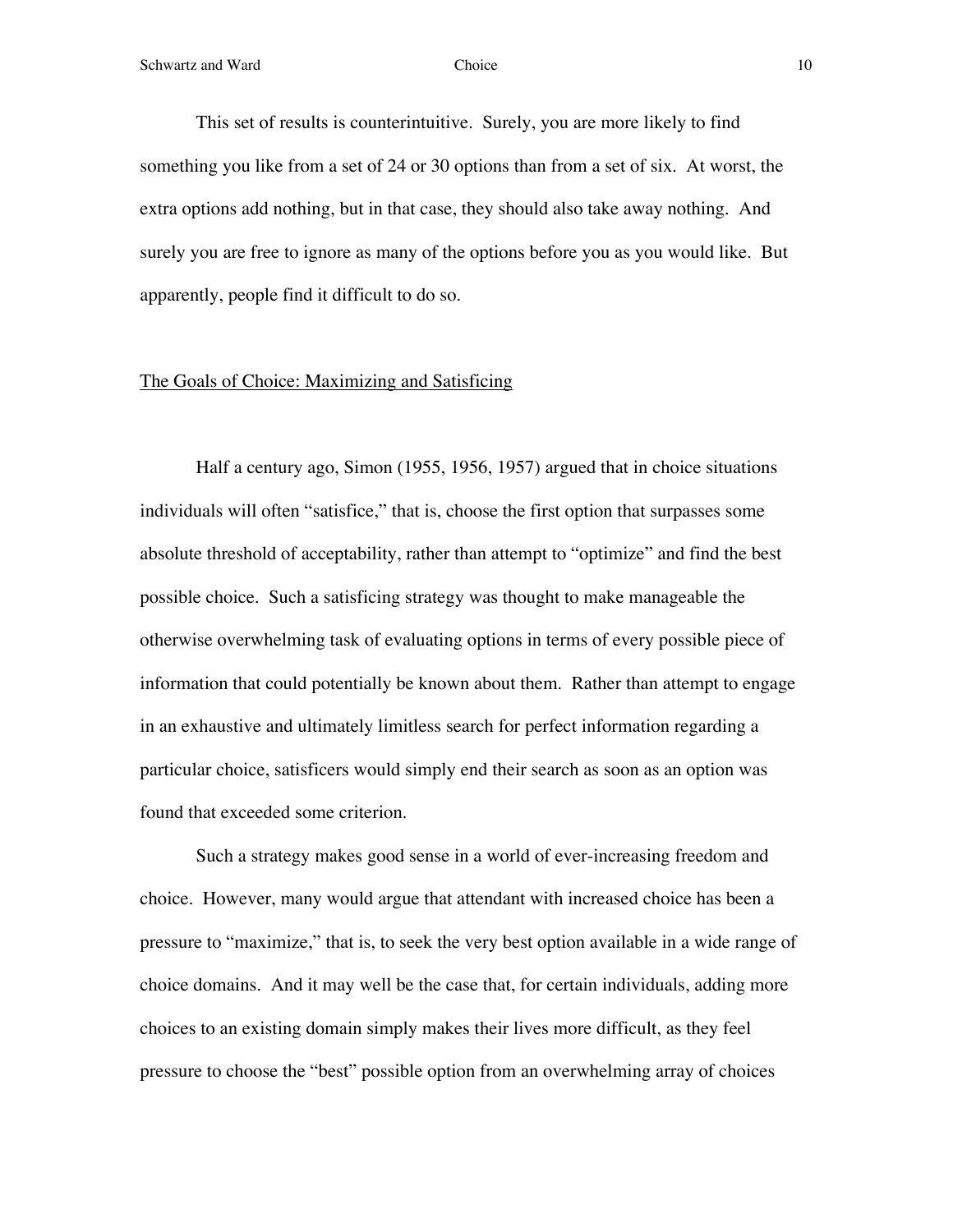This set of results is counterintuitive. Surely, you are more likely to find something you like from a set of 24 or 30 options than from a set of six. At worst, the extra options add nothing, but in that case, they should also take away nothing. And surely you are free to ignore as many of the options before you as you would like. But apparently, people find it difficult to do so.

## The Goals of Choice: Maximizing and Satisficing

Half a century ago, Simon (1955, 1956, 1957) argued that in choice situations individuals will often "satisfice," that is, choose the first option that surpasses some absolute threshold of acceptability, rather than attempt to "optimize" and find the best possible choice. Such a satisficing strategy was thought to make manageable the otherwise overwhelming task of evaluating options in terms of every possible piece of information that could potentially be known about them. Rather than attempt to engage in an exhaustive and ultimately limitless search for perfect information regarding a particular choice, satisficers would simply end their search as soon as an option was found that exceeded some criterion.

Such a strategy makes good sense in a world of ever-increasing freedom and choice. However, many would argue that attendant with increased choice has been a pressure to "maximize," that is, to seek the very best option available in a wide range of choice domains. And it may well be the case that, for certain individuals, adding more choices to an existing domain simply makes their lives more difficult, as they feel pressure to choose the "best" possible option from an overwhelming array of choices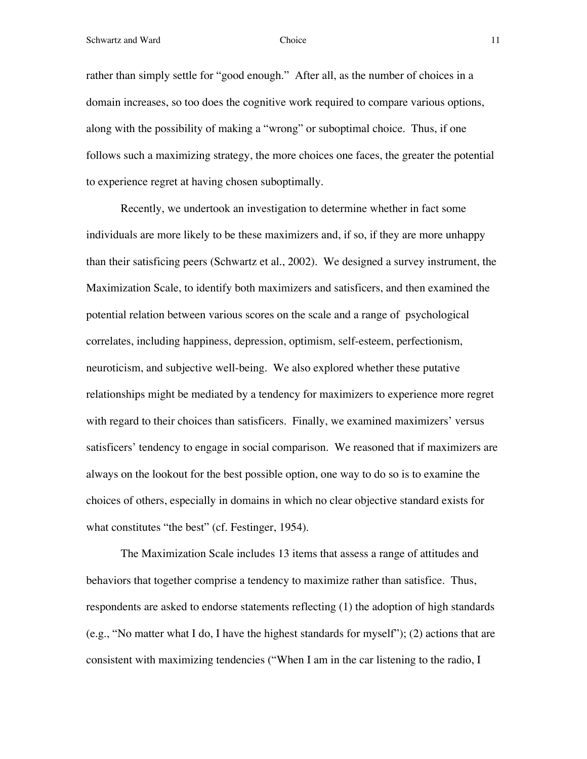rather than simply settle for "good enough." After all, as the number of choices in a domain increases, so too does the cognitive work required to compare various options, along with the possibility of making a "wrong" or suboptimal choice. Thus, if one follows such a maximizing strategy, the more choices one faces, the greater the potential to experience regret at having chosen suboptimally.

Recently, we undertook an investigation to determine whether in fact some individuals are more likely to be these maximizers and, if so, if they are more unhappy than their satisficing peers (Schwartz et al., 2002). We designed a survey instrument, the Maximization Scale, to identify both maximizers and satisficers, and then examined the potential relation between various scores on the scale and a range of psychological correlates, including happiness, depression, optimism, self-esteem, perfectionism, neuroticism, and subjective well-being. We also explored whether these putative relationships might be mediated by a tendency for maximizers to experience more regret with regard to their choices than satisficers. Finally, we examined maximizers' versus satisficers' tendency to engage in social comparison. We reasoned that if maximizers are always on the lookout for the best possible option, one way to do so is to examine the choices of others, especially in domains in which no clear objective standard exists for what constitutes "the best" (cf. Festinger, 1954).

The Maximization Scale includes 13 items that assess a range of attitudes and behaviors that together comprise a tendency to maximize rather than satisfice. Thus, respondents are asked to endorse statements reflecting (1) the adoption of high standards (e.g., "No matter what I do, I have the highest standards for myself"); (2) actions that are consistent with maximizing tendencies ("When I am in the car listening to the radio, I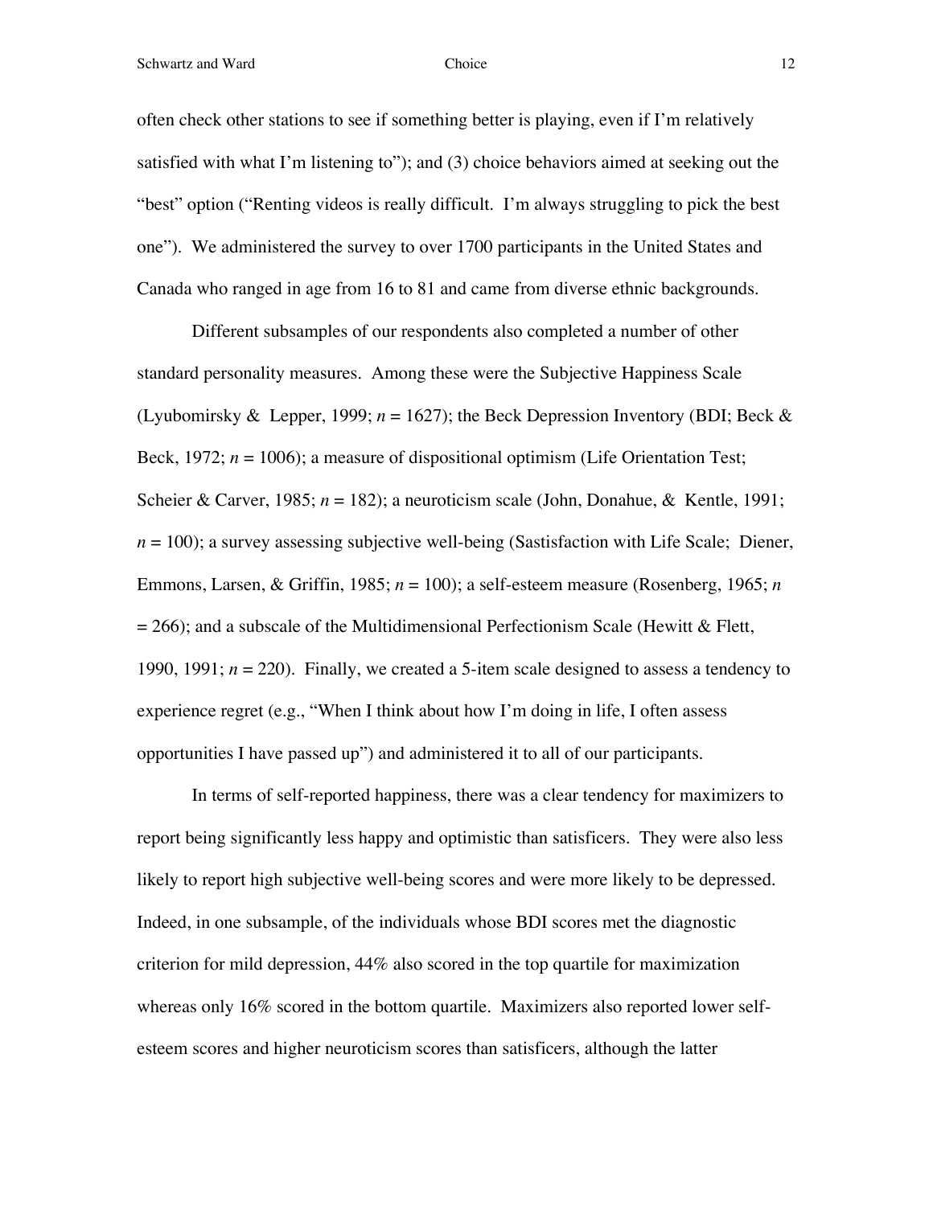often check other stations to see if something better is playing, even if I'm relatively satisfied with what I'm listening to"); and (3) choice behaviors aimed at seeking out the "best" option ("Renting videos is really difficult. I'm always struggling to pick the best one"). We administered the survey to over 1700 participants in the United States and Canada who ranged in age from 16 to 81 and came from diverse ethnic backgrounds.

Different subsamples of our respondents also completed a number of other standard personality measures. Among these were the Subjective Happiness Scale (Lyubomirsky & Lepper, 1999; *n* = 1627); the Beck Depression Inventory (BDI; Beck & Beck, 1972; *n* = 1006); a measure of dispositional optimism (Life Orientation Test; Scheier & Carver, 1985; *n* = 182); a neuroticism scale (John, Donahue, & Kentle, 1991; *n* = 100); a survey assessing subjective well-being (Sastisfaction with Life Scale; Diener, Emmons, Larsen, & Griffin, 1985; *n* = 100); a self-esteem measure (Rosenberg, 1965; *n* = 266); and a subscale of the Multidimensional Perfectionism Scale (Hewitt & Flett, 1990, 1991; *n* = 220). Finally, we created a 5-item scale designed to assess a tendency to experience regret (e.g., "When I think about how I'm doing in life, I often assess opportunities I have passed up") and administered it to all of our participants.

In terms of self-reported happiness, there was a clear tendency for maximizers to report being significantly less happy and optimistic than satisficers. They were also less likely to report high subjective well-being scores and were more likely to be depressed. Indeed, in one subsample, of the individuals whose BDI scores met the diagnostic criterion for mild depression, 44% also scored in the top quartile for maximization whereas only 16% scored in the bottom quartile. Maximizers also reported lower self-esteem scores and higher neuroticism scores than satisficers, although the latter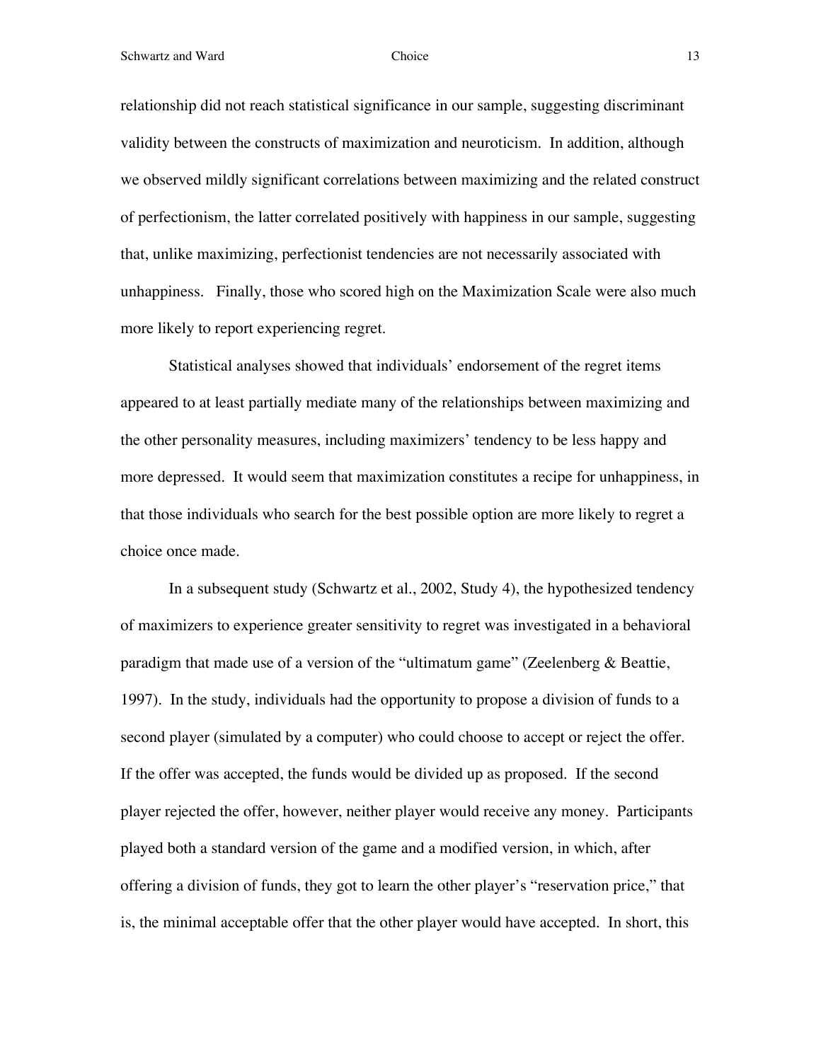relationship did not reach statistical significance in our sample, suggesting discriminant validity between the constructs of maximization and neuroticism. In addition, although we observed mildly significant correlations between maximizing and the related construct of perfectionism, the latter correlated positively with happiness in our sample, suggesting that, unlike maximizing, perfectionist tendencies are not necessarily associated with unhappiness. Finally, those who scored high on the Maximization Scale were also much more likely to report experiencing regret.

Statistical analyses showed that individuals' endorsement of the regret items appeared to at least partially mediate many of the relationships between maximizing and the other personality measures, including maximizers' tendency to be less happy and more depressed. It would seem that maximization constitutes a recipe for unhappiness, in that those individuals who search for the best possible option are more likely to regret a choice once made.

In a subsequent study (Schwartz et al., 2002, Study 4), the hypothesized tendency of maximizers to experience greater sensitivity to regret was investigated in a behavioral paradigm that made use of a version of the "ultimatum game" (Zeelenberg & Beattie, 1997). In the study, individuals had the opportunity to propose a division of funds to a second player (simulated by a computer) who could choose to accept or reject the offer. If the offer was accepted, the funds would be divided up as proposed. If the second player rejected the offer, however, neither player would receive any money. Participants played both a standard version of the game and a modified version, in which, after offering a division of funds, they got to learn the other player's "reservation price," that is, the minimal acceptable offer that the other player would have accepted. In short, this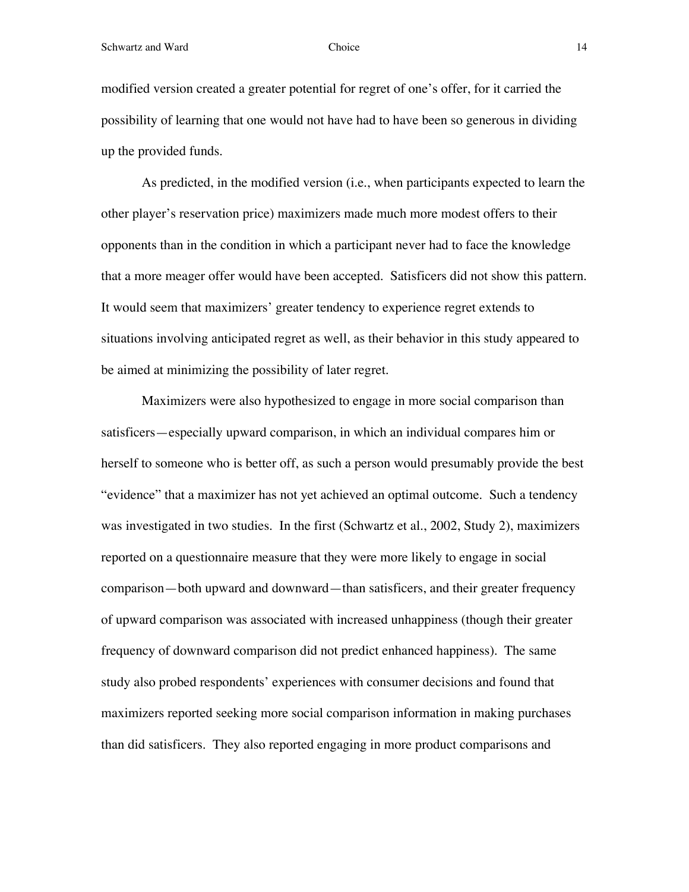modified version created a greater potential for regret of one's offer, for it carried the possibility of learning that one would not have had to have been so generous in dividing up the provided funds.

As predicted, in the modified version (i.e., when participants expected to learn the other player's reservation price) maximizers made much more modest offers to their opponents than in the condition in which a participant never had to face the knowledge that a more meager offer would have been accepted. Satisficers did not show this pattern. It would seem that maximizers' greater tendency to experience regret extends to situations involving anticipated regret as well, as their behavior in this study appeared to be aimed at minimizing the possibility of later regret.

Maximizers were also hypothesized to engage in more social comparison than satisficers—especially upward comparison, in which an individual compares him or herself to someone who is better off, as such a person would presumably provide the best "evidence" that a maximizer has not yet achieved an optimal outcome. Such a tendency was investigated in two studies. In the first (Schwartz et al., 2002, Study 2), maximizers reported on a questionnaire measure that they were more likely to engage in social comparison—both upward and downward—than satisficers, and their greater frequency of upward comparison was associated with increased unhappiness (though their greater frequency of downward comparison did not predict enhanced happiness). The same study also probed respondents' experiences with consumer decisions and found that maximizers reported seeking more social comparison information in making purchases than did satisficers. They also reported engaging in more product comparisons and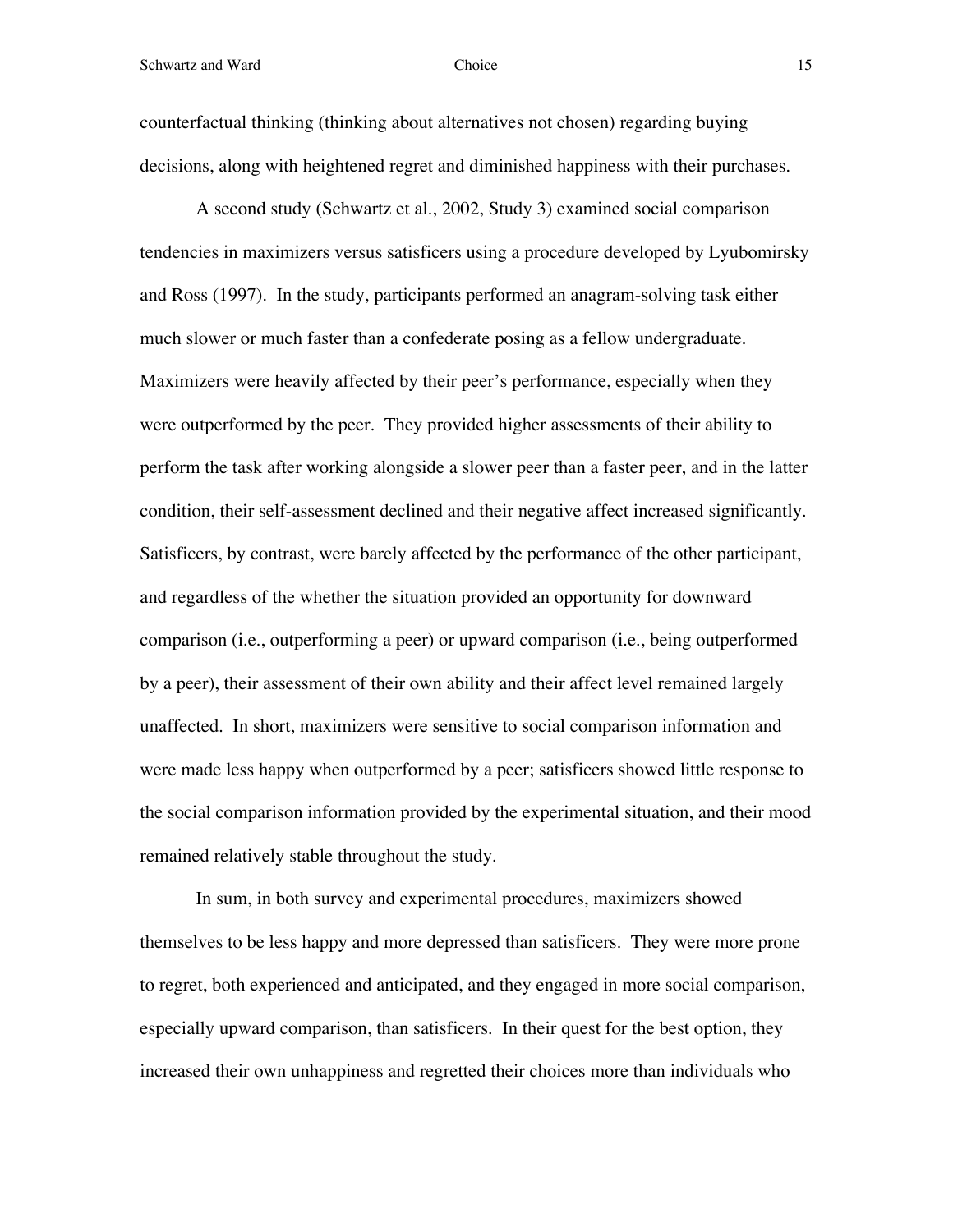counterfactual thinking (thinking about alternatives not chosen) regarding buying decisions, along with heightened regret and diminished happiness with their purchases.

A second study (Schwartz et al., 2002, Study 3) examined social comparison tendencies in maximizers versus satisficers using a procedure developed by Lyubomirsky and Ross (1997). In the study, participants performed an anagram-solving task either much slower or much faster than a confederate posing as a fellow undergraduate. Maximizers were heavily affected by their peer's performance, especially when they were outperformed by the peer. They provided higher assessments of their ability to perform the task after working alongside a slower peer than a faster peer, and in the latter condition, their self-assessment declined and their negative affect increased significantly. Satisficers, by contrast, were barely affected by the performance of the other participant, and regardless of the whether the situation provided an opportunity for downward comparison (i.e., outperforming a peer) or upward comparison (i.e., being outperformed by a peer), their assessment of their own ability and their affect level remained largely unaffected. In short, maximizers were sensitive to social comparison information and were made less happy when outperformed by a peer; satisficers showed little response to the social comparison information provided by the experimental situation, and their mood remained relatively stable throughout the study.

In sum, in both survey and experimental procedures, maximizers showed themselves to be less happy and more depressed than satisficers. They were more prone to regret, both experienced and anticipated, and they engaged in more social comparison, especially upward comparison, than satisficers. In their quest for the best option, they increased their own unhappiness and regretted their choices more than individuals who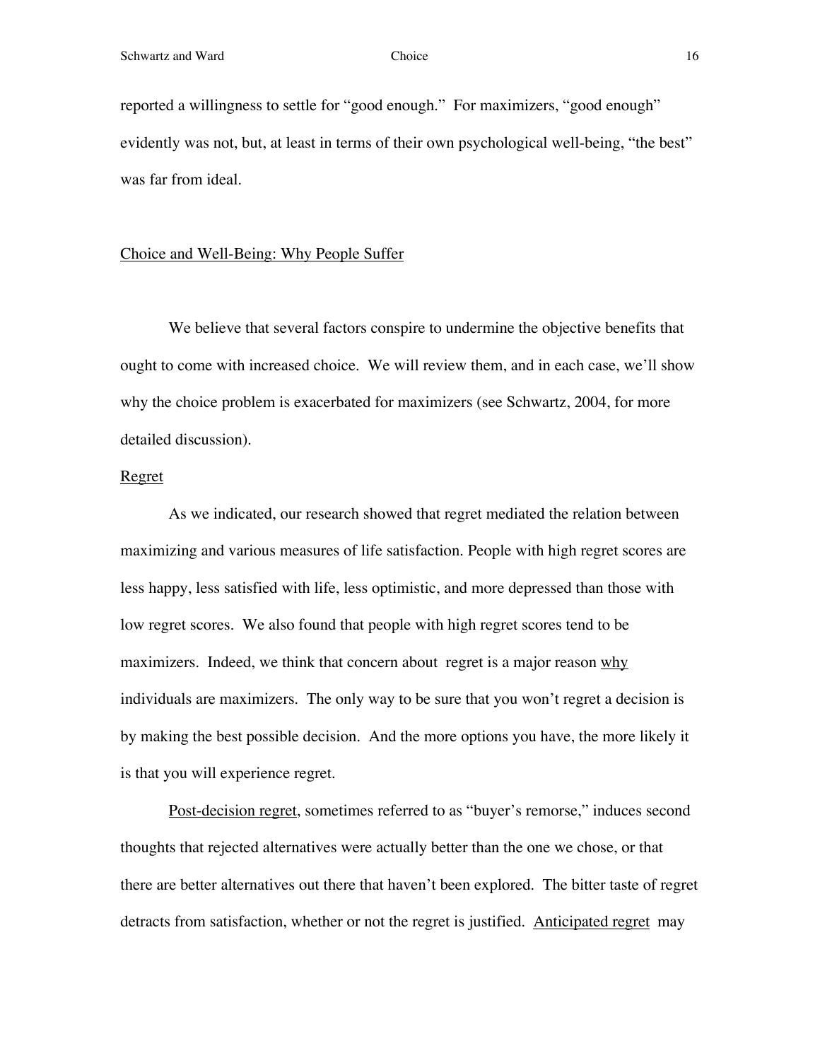reported a willingness to settle for "good enough." For maximizers, "good enough" evidently was not, but, at least in terms of their own psychological well-being, "the best" was far from ideal.

## Choice and Well-Being: Why People Suffer

We believe that several factors conspire to undermine the objective benefits that ought to come with increased choice. We will review them, and in each case, we'll show why the choice problem is exacerbated for maximizers (see Schwartz, 2004, for more detailed discussion).

### Regret

As we indicated, our research showed that regret mediated the relation between maximizing and various measures of life satisfaction. People with high regret scores are less happy, less satisfied with life, less optimistic, and more depressed than those with low regret scores. We also found that people with high regret scores tend to be maximizers. Indeed, we think that concern about regret is a major reason *why* individuals are maximizers. The only way to be sure that you won't regret a decision is by making the best possible decision. And the more options you have, the more likely it is that you will experience regret.

*Post-decision regret*, sometimes referred to as "buyer's remorse," induces second thoughts that rejected alternatives were actually better than the one we chose, or that there are better alternatives out there that haven't been explored. The bitter taste of regret detracts from satisfaction, whether or not the regret is justified. *Anticipated regret* may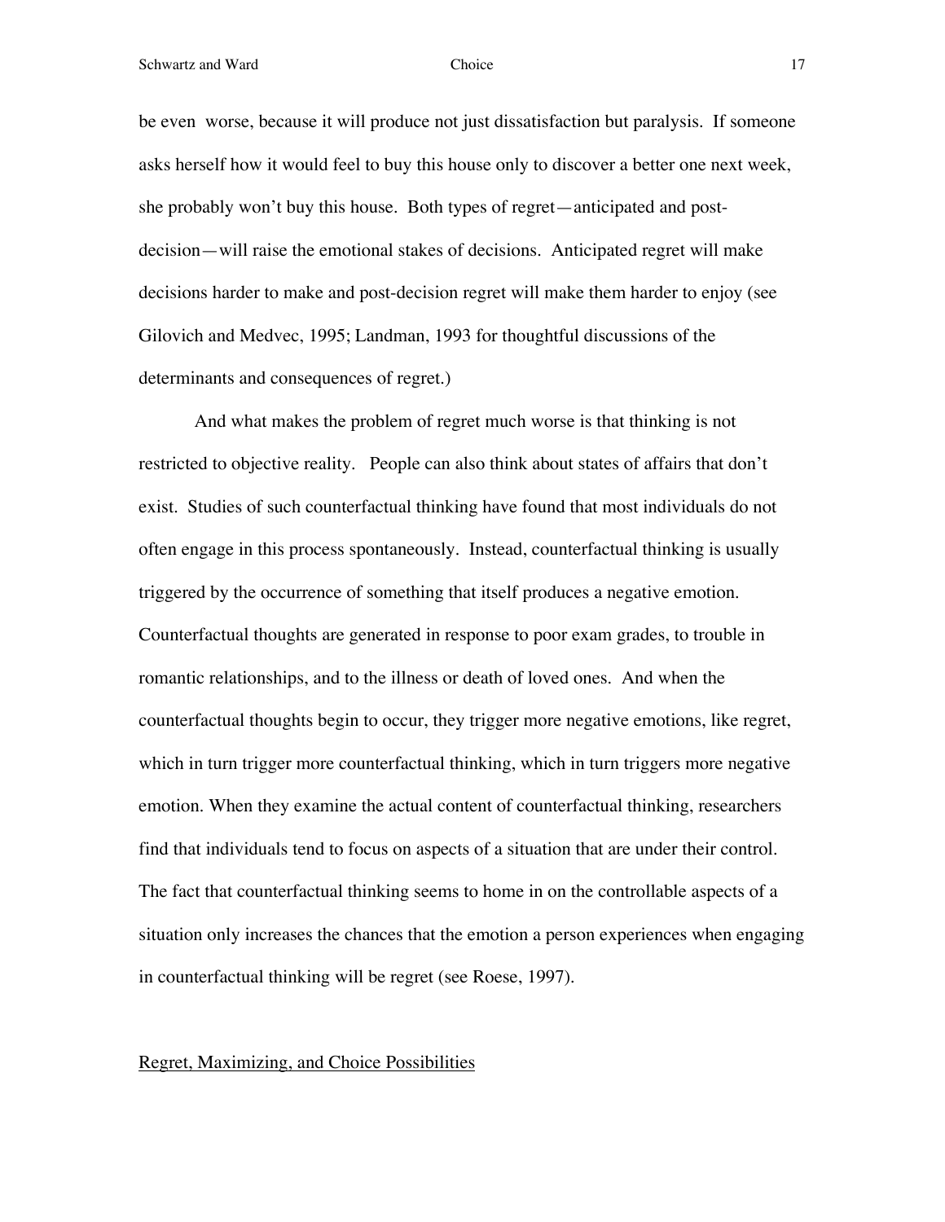be even worse, because it will produce not just dissatisfaction but paralysis. If someone asks herself how it would feel to buy this house only to discover a better one next week, she probably won't buy this house. Both types of regret—anticipated and post-decision—will raise the emotional stakes of decisions. Anticipated regret will make decisions harder to make and post-decision regret will make them harder to enjoy (see Gilovich and Medvec, 1995; Landman, 1993 for thoughtful discussions of the determinants and consequences of regret.)

And what makes the problem of regret much worse is that thinking is not restricted to objective reality. People can also think about states of affairs that don't exist. Studies of such counterfactual thinking have found that most individuals do not often engage in this process spontaneously. Instead, counterfactual thinking is usually triggered by the occurrence of something that itself produces a negative emotion. Counterfactual thoughts are generated in response to poor exam grades, to trouble in romantic relationships, and to the illness or death of loved ones. And when the counterfactual thoughts begin to occur, they trigger more negative emotions, like regret, which in turn trigger more counterfactual thinking, which in turn triggers more negative emotion. When they examine the actual content of counterfactual thinking, researchers find that individuals tend to focus on aspects of a situation that are under their control. The fact that counterfactual thinking seems to home in on the controllable aspects of a situation only increases the chances that the emotion a person experiences when engaging in counterfactual thinking will be regret (see Roese, 1997).

## Regret, Maximizing, and Choice Possibilities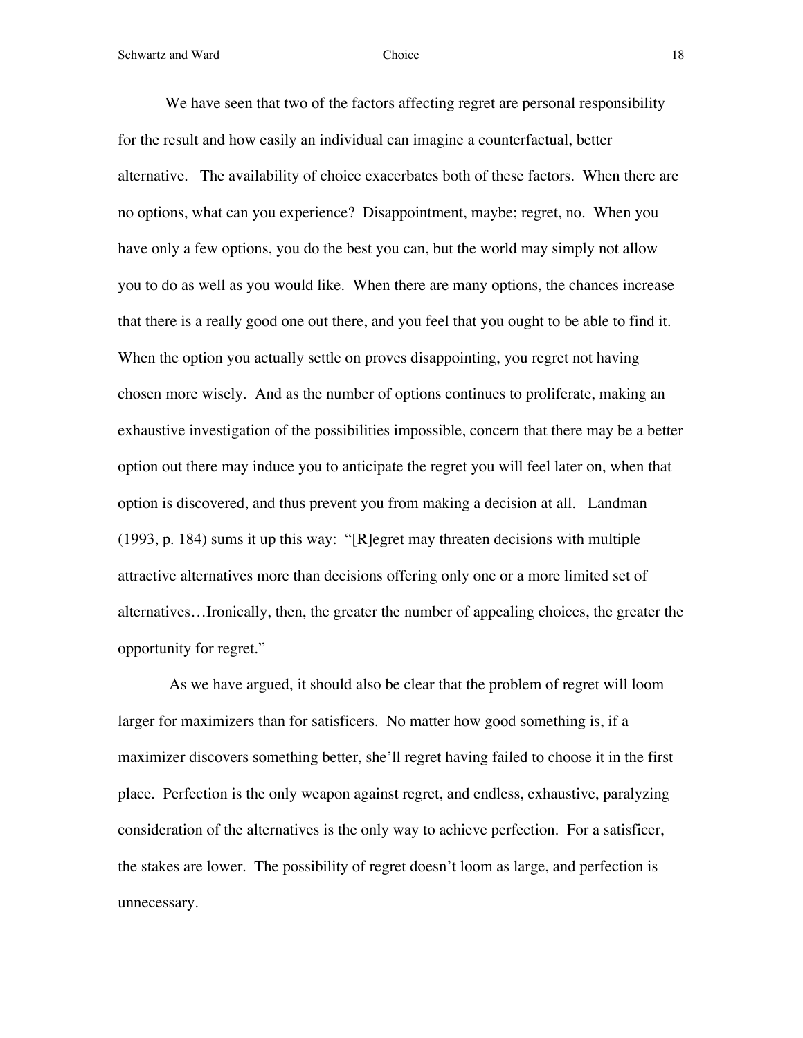We have seen that two of the factors affecting regret are personal responsibility for the result and how easily an individual can imagine a counterfactual, better alternative. The availability of choice exacerbates both of these factors. When there are no options, what can you experience? Disappointment, maybe; regret, no. When you have only a few options, you do the best you can, but the world may simply not allow you to do as well as you would like. When there are many options, the chances increase that there is a really good one out there, and you feel that you ought to be able to find it. When the option you actually settle on proves disappointing, you regret not having chosen more wisely. And as the number of options continues to proliferate, making an exhaustive investigation of the possibilities impossible, concern that there may be a better option out there may induce you to anticipate the regret you will feel later on, when that option is discovered, and thus prevent you from making a decision at all. Landman (1993, p. 184) sums it up this way: "[R]egret may threaten decisions with multiple attractive alternatives more than decisions offering only one or a more limited set of alternatives…Ironically, then, the greater the number of appealing choices, the greater the opportunity for regret."

As we have argued, it should also be clear that the problem of regret will loom larger for maximizers than for satisficers. No matter how good something is, if a maximizer discovers something better, she'll regret having failed to choose it in the first place. Perfection is the only weapon against regret, and endless, exhaustive, paralyzing consideration of the alternatives is the only way to achieve perfection. For a satisficer, the stakes are lower. The possibility of regret doesn't loom as large, and perfection is unnecessary.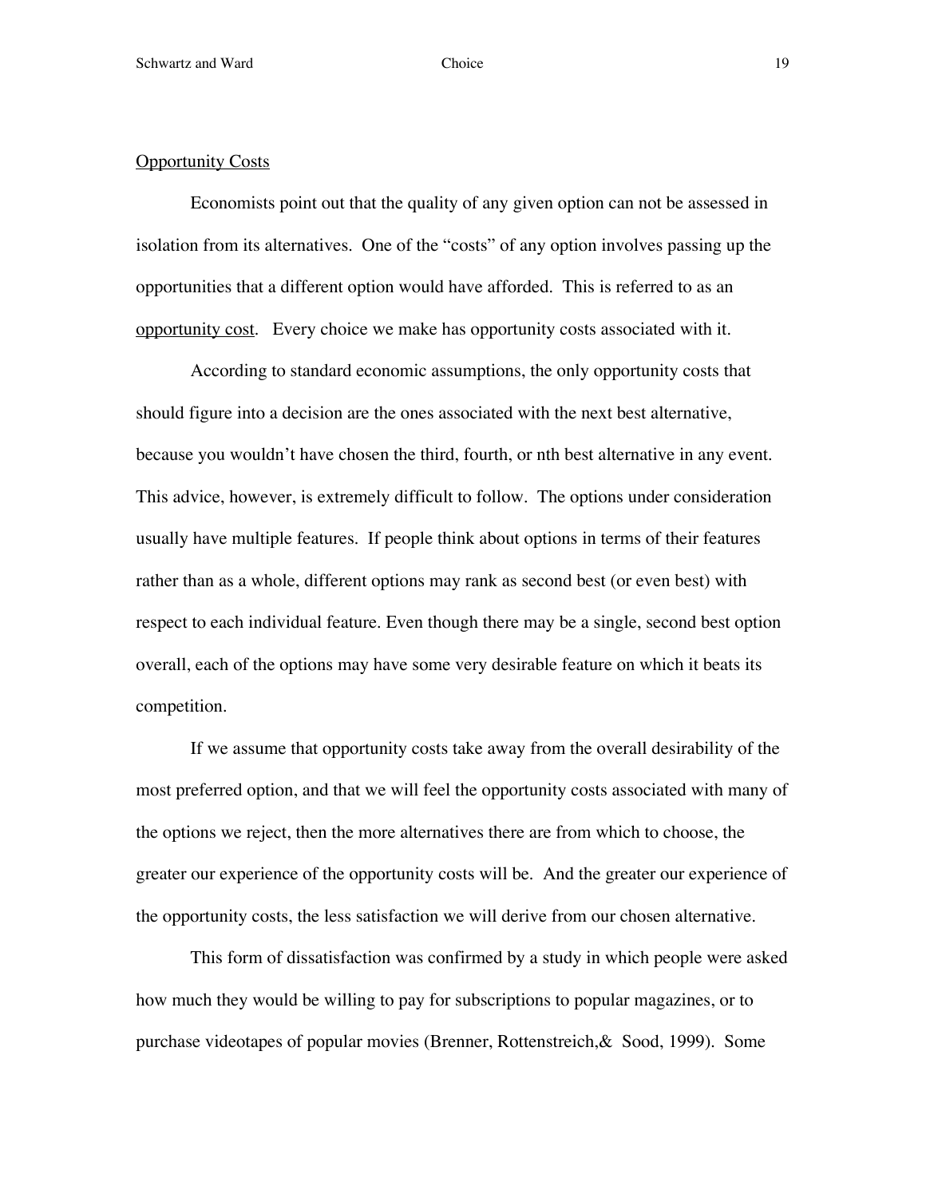<u>Opportunity Costs</u>

Economists point out that the quality of any given option can not be assessed in isolation from its alternatives. One of the "costs" of any option involves passing up the opportunities that a different option would have afforded. This is referred to as an <u>opportunity cost</u>. Every choice we make has opportunity costs associated with it.

According to standard economic assumptions, the only opportunity costs that should figure into a decision are the ones associated with the next best alternative, because you wouldn't have chosen the third, fourth, or nth best alternative in any event. This advice, however, is extremely difficult to follow. The options under consideration usually have multiple features. If people think about options in terms of their features rather than as a whole, different options may rank as second best (or even best) with respect to each individual feature. Even though there may be a single, second best option overall, each of the options may have some very desirable feature on which it beats its competition.

If we assume that opportunity costs take away from the overall desirability of the most preferred option, and that we will feel the opportunity costs associated with many of the options we reject, then the more alternatives there are from which to choose, the greater our experience of the opportunity costs will be. And the greater our experience of the opportunity costs, the less satisfaction we will derive from our chosen alternative.

This form of dissatisfaction was confirmed by a study in which people were asked how much they would be willing to pay for subscriptions to popular magazines, or to purchase videotapes of popular movies (Brenner, Rottenstreich,& Sood, 1999). Some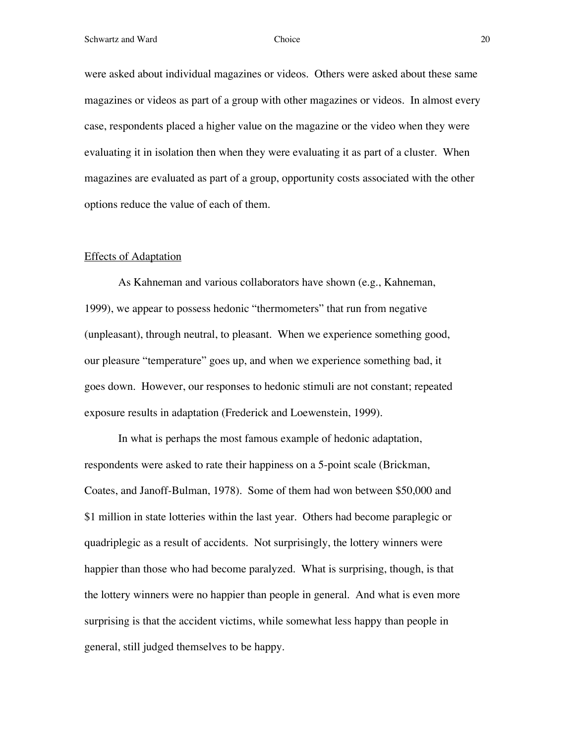were asked about individual magazines or videos. Others were asked about these same magazines or videos as part of a group with other magazines or videos. In almost every case, respondents placed a higher value on the magazine or the video when they were evaluating it in isolation then when they were evaluating it as part of a cluster. When magazines are evaluated as part of a group, opportunity costs associated with the other options reduce the value of each of them.

## Effects of Adaptation

As Kahneman and various collaborators have shown (e.g., Kahneman, 1999), we appear to possess hedonic "thermometers" that run from negative (unpleasant), through neutral, to pleasant. When we experience something good, our pleasure "temperature" goes up, and when we experience something bad, it goes down. However, our responses to hedonic stimuli are not constant; repeated exposure results in adaptation (Frederick and Loewenstein, 1999).

In what is perhaps the most famous example of hedonic adaptation, respondents were asked to rate their happiness on a 5-point scale (Brickman, Coates, and Janoff-Bulman, 1978). Some of them had won between $50,000 and $1 million in state lotteries within the last year. Others had become paraplegic or quadriplegic as a result of accidents. Not surprisingly, the lottery winners were happier than those who had become paralyzed. What is surprising, though, is that the lottery winners were no happier than people in general. And what is even more surprising is that the accident victims, while somewhat less happy than people in general, still judged themselves to be happy.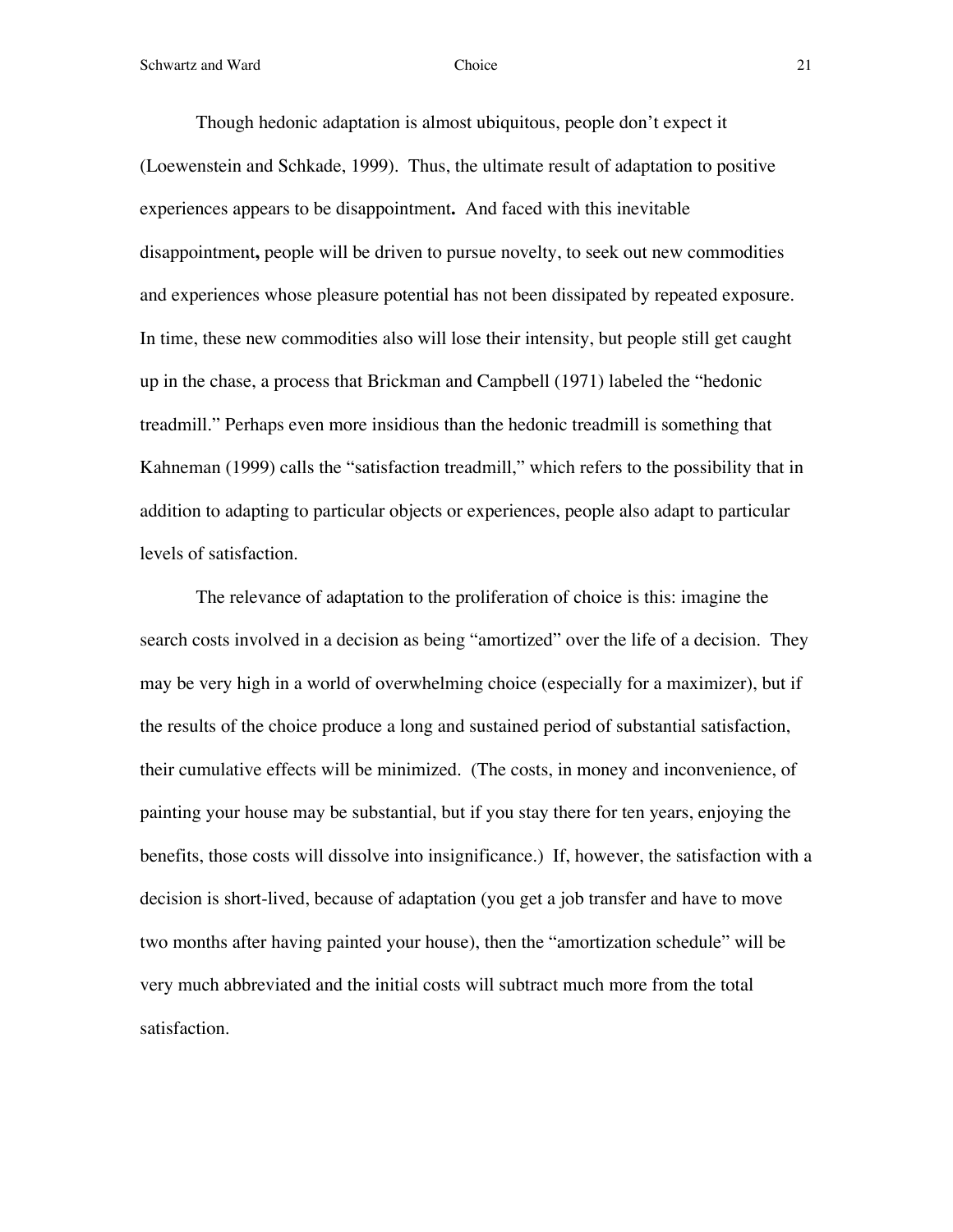Though hedonic adaptation is almost ubiquitous, people don't expect it (Loewenstein and Schkade, 1999). Thus, the ultimate result of adaptation to positive experiences appears to be disappointment**.** And faced with this inevitable disappointment**,** people will be driven to pursue novelty, to seek out new commodities and experiences whose pleasure potential has not been dissipated by repeated exposure. In time, these new commodities also will lose their intensity, but people still get caught up in the chase, a process that Brickman and Campbell (1971) labeled the "hedonic treadmill." Perhaps even more insidious than the hedonic treadmill is something that Kahneman (1999) calls the "satisfaction treadmill," which refers to the possibility that in addition to adapting to particular objects or experiences, people also adapt to particular levels of satisfaction.

The relevance of adaptation to the proliferation of choice is this: imagine the search costs involved in a decision as being "amortized" over the life of a decision. They may be very high in a world of overwhelming choice (especially for a maximizer), but if the results of the choice produce a long and sustained period of substantial satisfaction, their cumulative effects will be minimized. (The costs, in money and inconvenience, of painting your house may be substantial, but if you stay there for ten years, enjoying the benefits, those costs will dissolve into insignificance.) If, however, the satisfaction with a decision is short-lived, because of adaptation (you get a job transfer and have to move two months after having painted your house), then the "amortization schedule" will be very much abbreviated and the initial costs will subtract much more from the total satisfaction.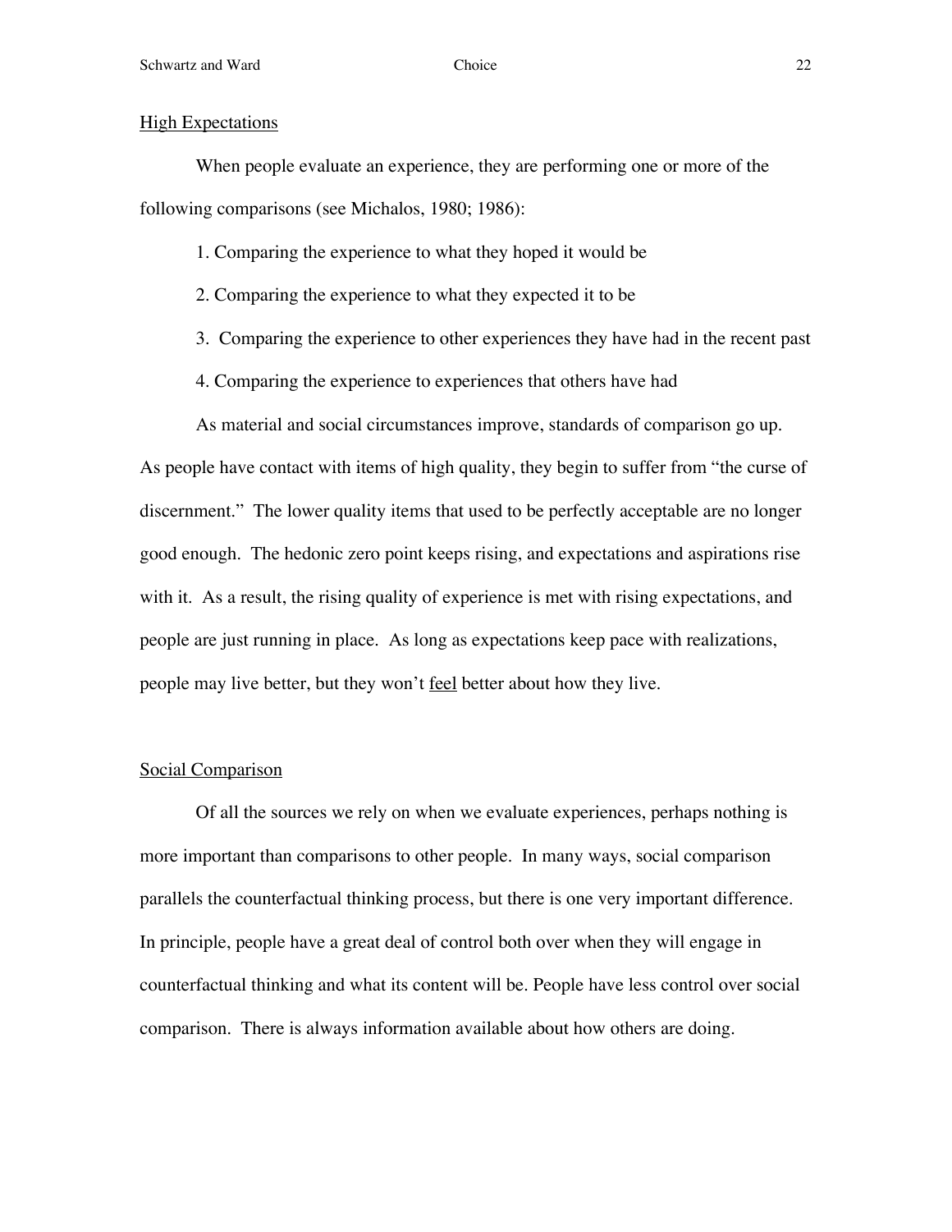<u>High Expectations</u>

When people evaluate an experience, they are performing one or more of the following comparisons (see Michalos, 1980; 1986):

1. Comparing the experience to what they hoped it would be
2. Comparing the experience to what they expected it to be
3. Comparing the experience to other experiences they have had in the recent past
4. Comparing the experience to experiences that others have had

As material and social circumstances improve, standards of comparison go up. As people have contact with items of high quality, they begin to suffer from "the curse of discernment." The lower quality items that used to be perfectly acceptable are no longer good enough. The hedonic zero point keeps rising, and expectations and aspirations rise with it. As a result, the rising quality of experience is met with rising expectations, and people are just running in place. As long as expectations keep pace with realizations, people may live better, but they won't <u>feel</u> better about how they live.

<u>Social Comparison</u>

Of all the sources we rely on when we evaluate experiences, perhaps nothing is more important than comparisons to other people. In many ways, social comparison parallels the counterfactual thinking process, but there is one very important difference. In principle, people have a great deal of control both over when they will engage in counterfactual thinking and what its content will be. People have less control over social comparison. There is always information available about how others are doing.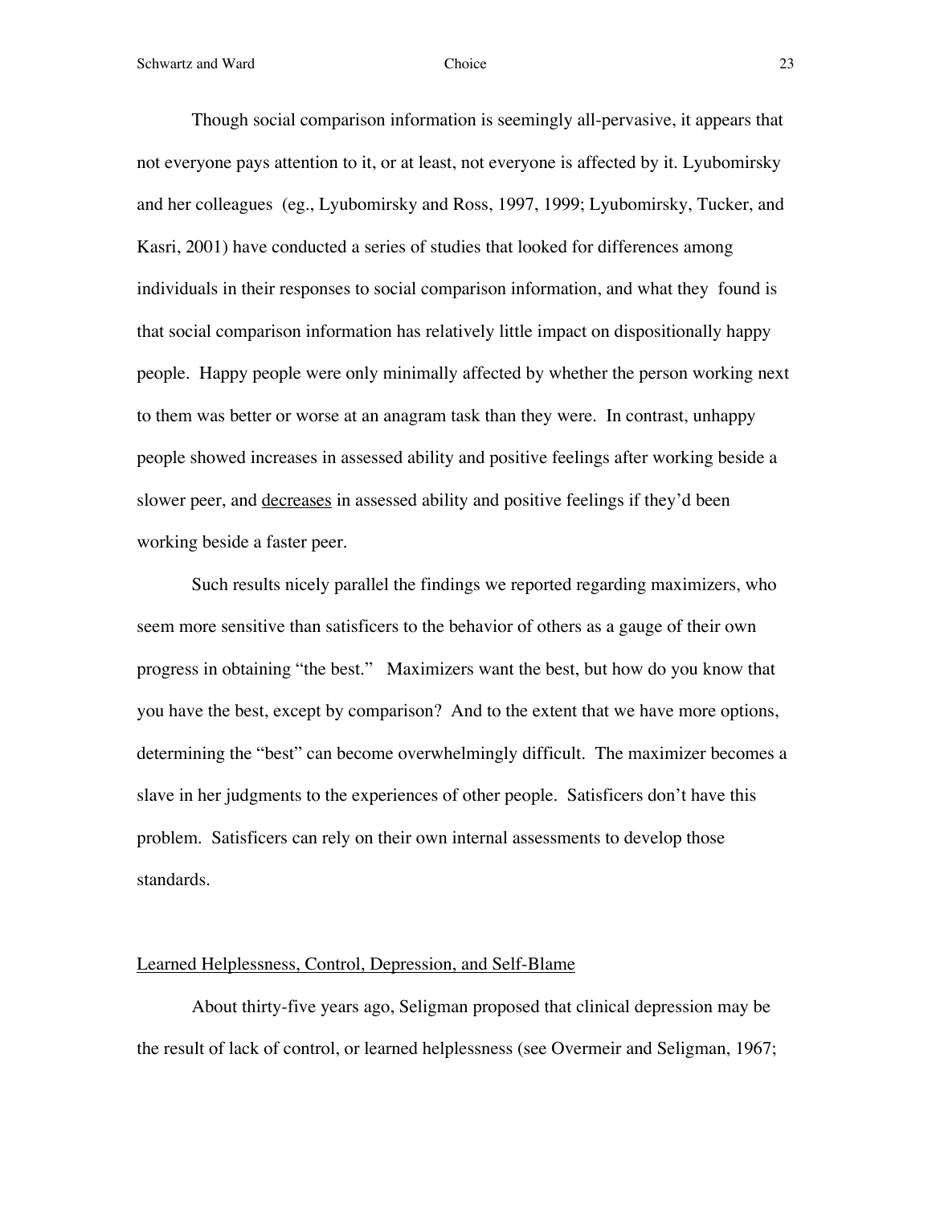Though social comparison information is seemingly all-pervasive, it appears that not everyone pays attention to it, or at least, not everyone is affected by it. Lyubomirsky and her colleagues (eg., Lyubomirsky and Ross, 1997, 1999; Lyubomirsky, Tucker, and Kasri, 2001) have conducted a series of studies that looked for differences among individuals in their responses to social comparison information, and what they found is that social comparison information has relatively little impact on dispositionally happy people. Happy people were only minimally affected by whether the person working next to them was better or worse at an anagram task than they were. In contrast, unhappy people showed increases in assessed ability and positive feelings after working beside a slower peer, and <u>decreases</u> in assessed ability and positive feelings if they'd been working beside a faster peer.

Such results nicely parallel the findings we reported regarding maximizers, who seem more sensitive than satisficers to the behavior of others as a gauge of their own progress in obtaining "the best." Maximizers want the best, but how do you know that you have the best, except by comparison? And to the extent that we have more options, determining the "best" can become overwhelmingly difficult. The maximizer becomes a slave in her judgments to the experiences of other people. Satisficers don't have this problem. Satisficers can rely on their own internal assessments to develop those standards.

## Learned Helplessness, Control, Depression, and Self-Blame

About thirty-five years ago, Seligman proposed that clinical depression may be the result of lack of control, or learned helplessness (see Overmeir and Seligman, 1967;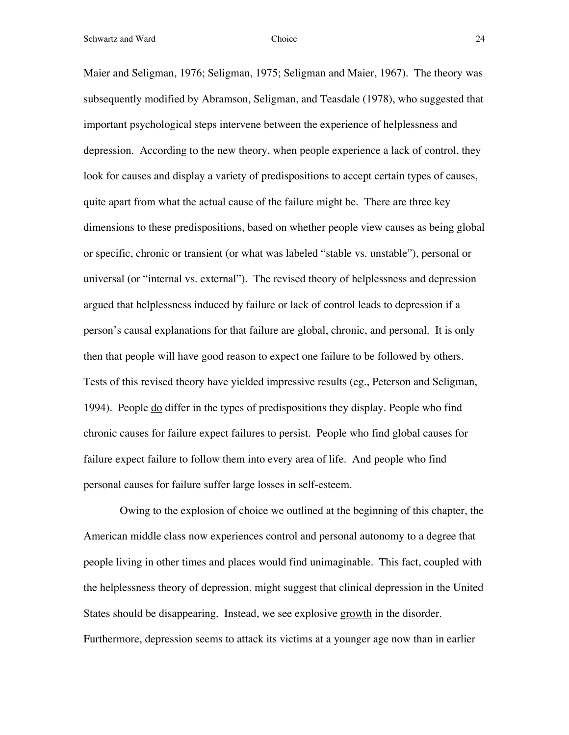Maier and Seligman, 1976; Seligman, 1975; Seligman and Maier, 1967). The theory was subsequently modified by Abramson, Seligman, and Teasdale (1978), who suggested that important psychological steps intervene between the experience of helplessness and depression. According to the new theory, when people experience a lack of control, they look for causes and display a variety of predispositions to accept certain types of causes, quite apart from what the actual cause of the failure might be. There are three key dimensions to these predispositions, based on whether people view causes as being global or specific, chronic or transient (or what was labeled "stable vs. unstable"), personal or universal (or "internal vs. external"). The revised theory of helplessness and depression argued that helplessness induced by failure or lack of control leads to depression if a person's causal explanations for that failure are global, chronic, and personal. It is only then that people will have good reason to expect one failure to be followed by others. Tests of this revised theory have yielded impressive results (eg., Peterson and Seligman, 1994). People <u>do</u> differ in the types of predispositions they display. People who find chronic causes for failure expect failures to persist. People who find global causes for failure expect failure to follow them into every area of life. And people who find personal causes for failure suffer large losses in self-esteem.

Owing to the explosion of choice we outlined at the beginning of this chapter, the American middle class now experiences control and personal autonomy to a degree that people living in other times and places would find unimaginable. This fact, coupled with the helplessness theory of depression, might suggest that clinical depression in the United States should be disappearing. Instead, we see explosive <u>growth</u> in the disorder. Furthermore, depression seems to attack its victims at a younger age now than in earlier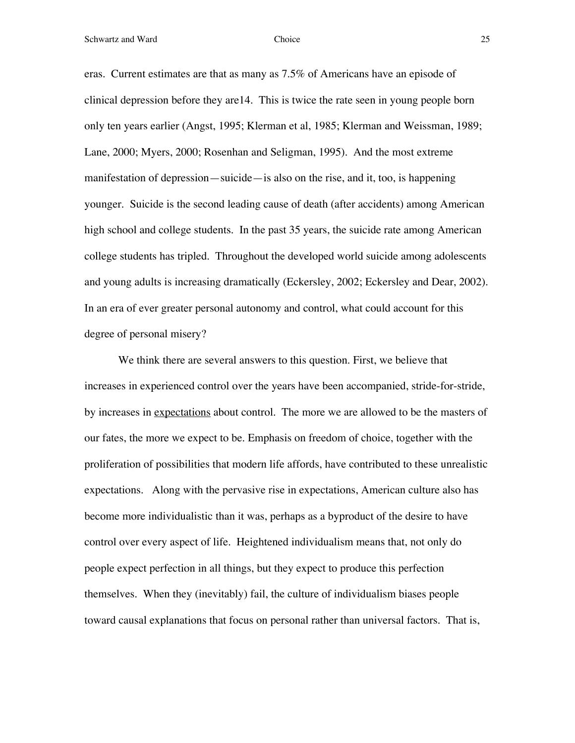eras. Current estimates are that as many as 7.5% of Americans have an episode of clinical depression before they are14. This is twice the rate seen in young people born only ten years earlier (Angst, 1995; Klerman et al, 1985; Klerman and Weissman, 1989; Lane, 2000; Myers, 2000; Rosenhan and Seligman, 1995). And the most extreme manifestation of depression—suicide—is also on the rise, and it, too, is happening younger. Suicide is the second leading cause of death (after accidents) among American high school and college students. In the past 35 years, the suicide rate among American college students has tripled. Throughout the developed world suicide among adolescents and young adults is increasing dramatically (Eckersley, 2002; Eckersley and Dear, 2002). In an era of ever greater personal autonomy and control, what could account for this degree of personal misery?

We think there are several answers to this question. First, we believe that increases in experienced control over the years have been accompanied, stride-for-stride, by increases in expectations about control. The more we are allowed to be the masters of our fates, the more we expect to be. Emphasis on freedom of choice, together with the proliferation of possibilities that modern life affords, have contributed to these unrealistic expectations. Along with the pervasive rise in expectations, American culture also has become more individualistic than it was, perhaps as a byproduct of the desire to have control over every aspect of life. Heightened individualism means that, not only do people expect perfection in all things, but they expect to produce this perfection themselves. When they (inevitably) fail, the culture of individualism biases people toward causal explanations that focus on personal rather than universal factors. That is,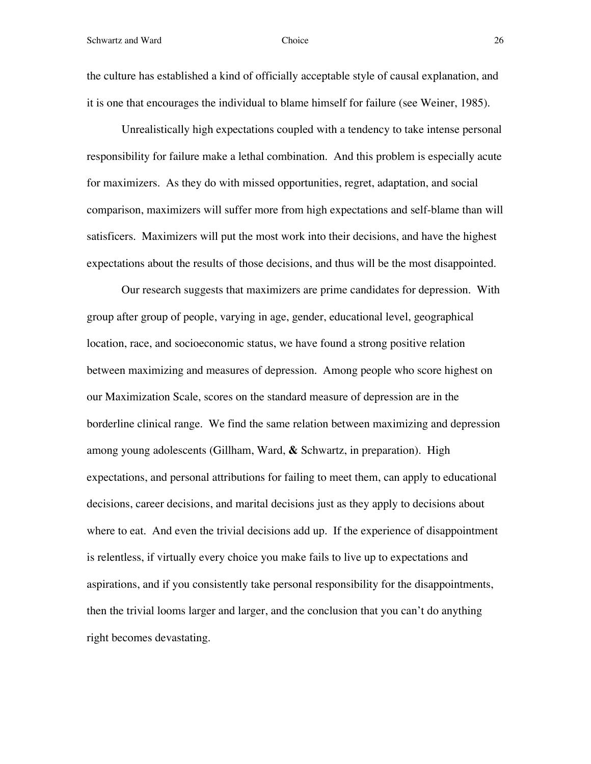the culture has established a kind of officially acceptable style of causal explanation, and it is one that encourages the individual to blame himself for failure (see Weiner, 1985).

Unrealistically high expectations coupled with a tendency to take intense personal responsibility for failure make a lethal combination. And this problem is especially acute for maximizers. As they do with missed opportunities, regret, adaptation, and social comparison, maximizers will suffer more from high expectations and self-blame than will satisficers. Maximizers will put the most work into their decisions, and have the highest expectations about the results of those decisions, and thus will be the most disappointed.

Our research suggests that maximizers are prime candidates for depression. With group after group of people, varying in age, gender, educational level, geographical location, race, and socioeconomic status, we have found a strong positive relation between maximizing and measures of depression. Among people who score highest on our Maximization Scale, scores on the standard measure of depression are in the borderline clinical range. We find the same relation between maximizing and depression among young adolescents (Gillham, Ward, **&** Schwartz, in preparation). High expectations, and personal attributions for failing to meet them, can apply to educational decisions, career decisions, and marital decisions just as they apply to decisions about where to eat. And even the trivial decisions add up. If the experience of disappointment is relentless, if virtually every choice you make fails to live up to expectations and aspirations, and if you consistently take personal responsibility for the disappointments, then the trivial looms larger and larger, and the conclusion that you can't do anything right becomes devastating.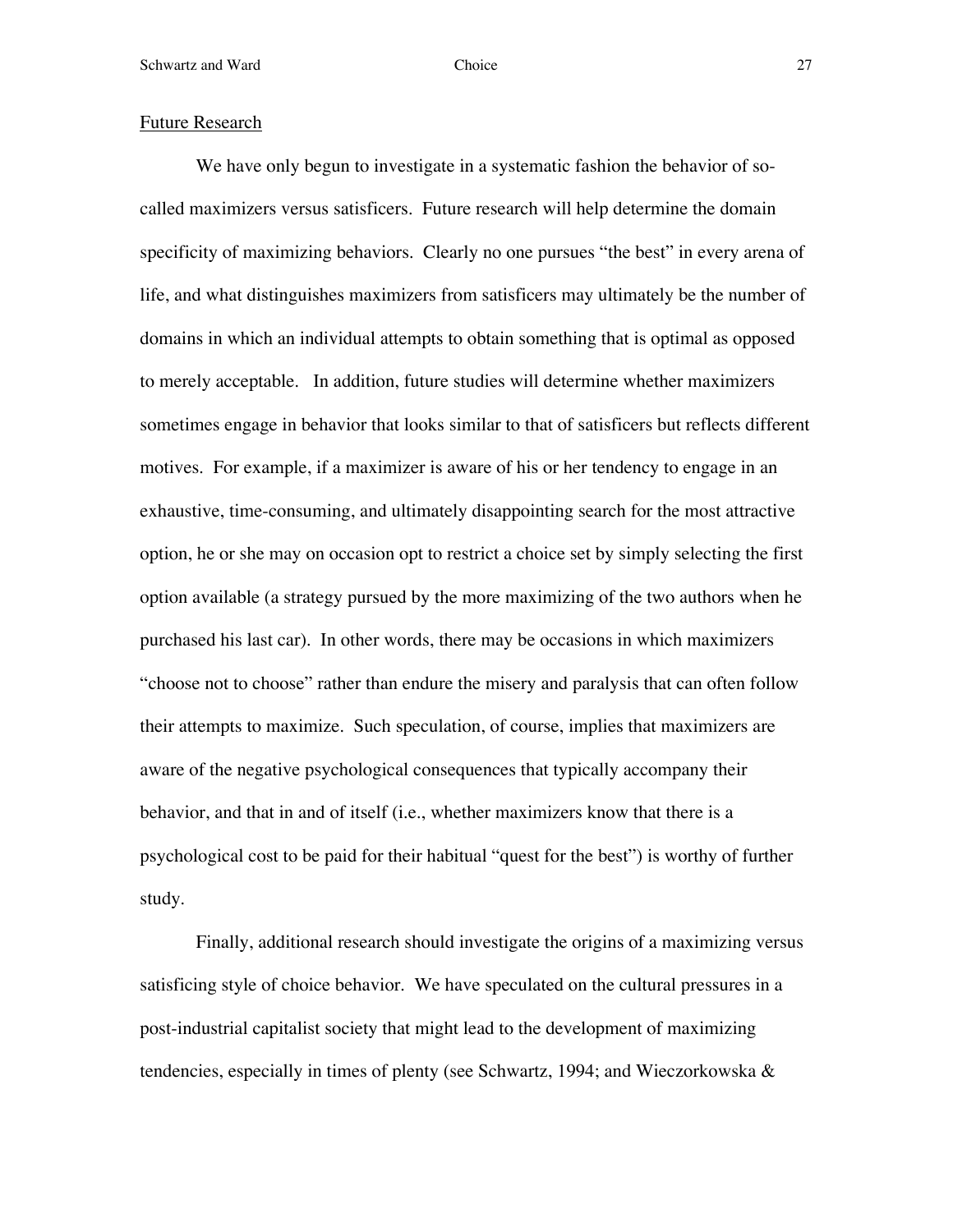## Future Research

We have only begun to investigate in a systematic fashion the behavior of so-called maximizers versus satisficers. Future research will help determine the domain specificity of maximizing behaviors. Clearly no one pursues "the best" in every arena of life, and what distinguishes maximizers from satisficers may ultimately be the number of domains in which an individual attempts to obtain something that is optimal as opposed to merely acceptable. In addition, future studies will determine whether maximizers sometimes engage in behavior that looks similar to that of satisficers but reflects different motives. For example, if a maximizer is aware of his or her tendency to engage in an exhaustive, time-consuming, and ultimately disappointing search for the most attractive option, he or she may on occasion opt to restrict a choice set by simply selecting the first option available (a strategy pursued by the more maximizing of the two authors when he purchased his last car). In other words, there may be occasions in which maximizers "choose not to choose" rather than endure the misery and paralysis that can often follow their attempts to maximize. Such speculation, of course, implies that maximizers are aware of the negative psychological consequences that typically accompany their behavior, and that in and of itself (i.e., whether maximizers know that there is a psychological cost to be paid for their habitual "quest for the best") is worthy of further study.

Finally, additional research should investigate the origins of a maximizing versus satisficing style of choice behavior. We have speculated on the cultural pressures in a post-industrial capitalist society that might lead to the development of maximizing tendencies, especially in times of plenty (see Schwartz, 1994; and Wieczorkowska &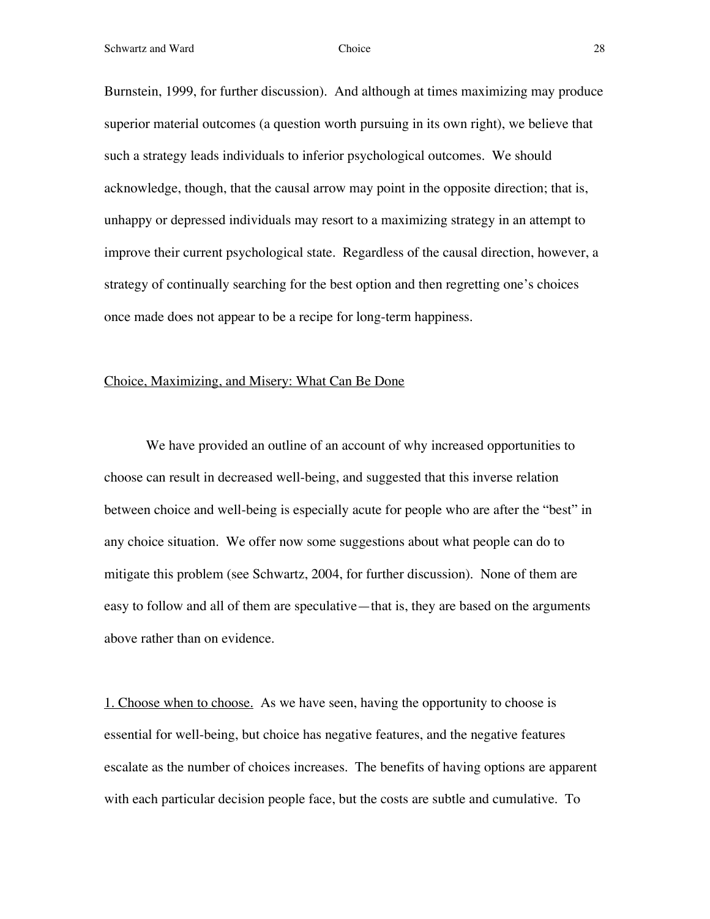Burnstein, 1999, for further discussion). And although at times maximizing may produce superior material outcomes (a question worth pursuing in its own right), we believe that such a strategy leads individuals to inferior psychological outcomes. We should acknowledge, though, that the causal arrow may point in the opposite direction; that is, unhappy or depressed individuals may resort to a maximizing strategy in an attempt to improve their current psychological state. Regardless of the causal direction, however, a strategy of continually searching for the best option and then regretting one's choices once made does not appear to be a recipe for long-term happiness.

## Choice, Maximizing, and Misery: What Can Be Done

We have provided an outline of an account of why increased opportunities to choose can result in decreased well-being, and suggested that this inverse relation between choice and well-being is especially acute for people who are after the "best" in any choice situation. We offer now some suggestions about what people can do to mitigate this problem (see Schwartz, 2004, for further discussion). None of them are easy to follow and all of them are speculative—that is, they are based on the arguments above rather than on evidence.

1. Choose when to choose. As we have seen, having the opportunity to choose is essential for well-being, but choice has negative features, and the negative features escalate as the number of choices increases. The benefits of having options are apparent with each particular decision people face, but the costs are subtle and cumulative. To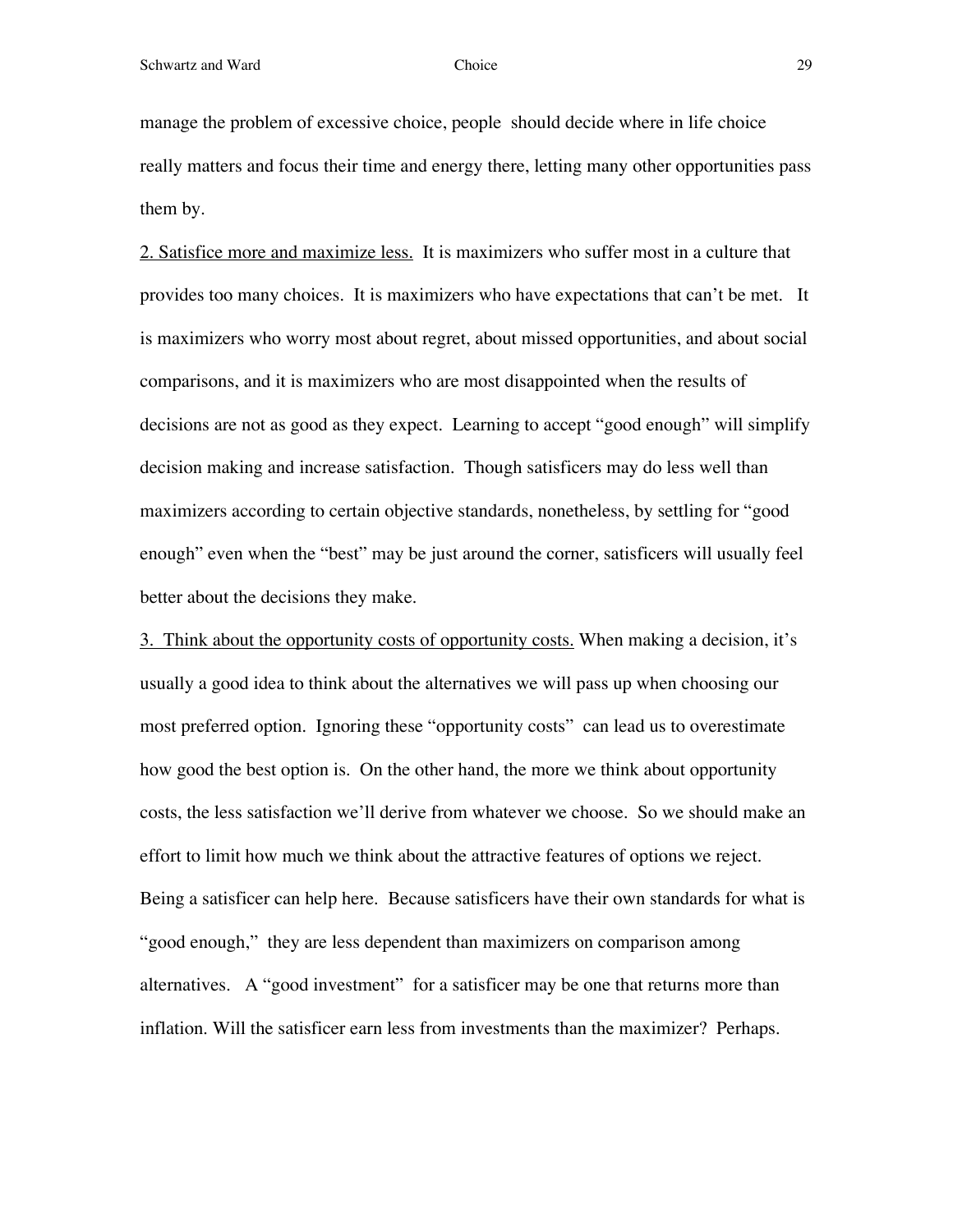manage the problem of excessive choice, people should decide where in life choice really matters and focus their time and energy there, letting many other opportunities pass them by.

<u>2. Satisfice more and maximize less.</u> It is maximizers who suffer most in a culture that provides too many choices. It is maximizers who have expectations that can't be met. It is maximizers who worry most about regret, about missed opportunities, and about social comparisons, and it is maximizers who are most disappointed when the results of decisions are not as good as they expect. Learning to accept "good enough" will simplify decision making and increase satisfaction. Though satisficers may do less well than maximizers according to certain objective standards, nonetheless, by settling for "good enough" even when the "best" may be just around the corner, satisficers will usually feel better about the decisions they make.

<u>3. Think about the opportunity costs of opportunity costs.</u> When making a decision, it's usually a good idea to think about the alternatives we will pass up when choosing our most preferred option. Ignoring these "opportunity costs" can lead us to overestimate how good the best option is. On the other hand, the more we think about opportunity costs, the less satisfaction we'll derive from whatever we choose. So we should make an effort to limit how much we think about the attractive features of options we reject. Being a satisficer can help here. Because satisficers have their own standards for what is "good enough," they are less dependent than maximizers on comparison among alternatives. A "good investment" for a satisficer may be one that returns more than inflation. Will the satisficer earn less from investments than the maximizer? Perhaps.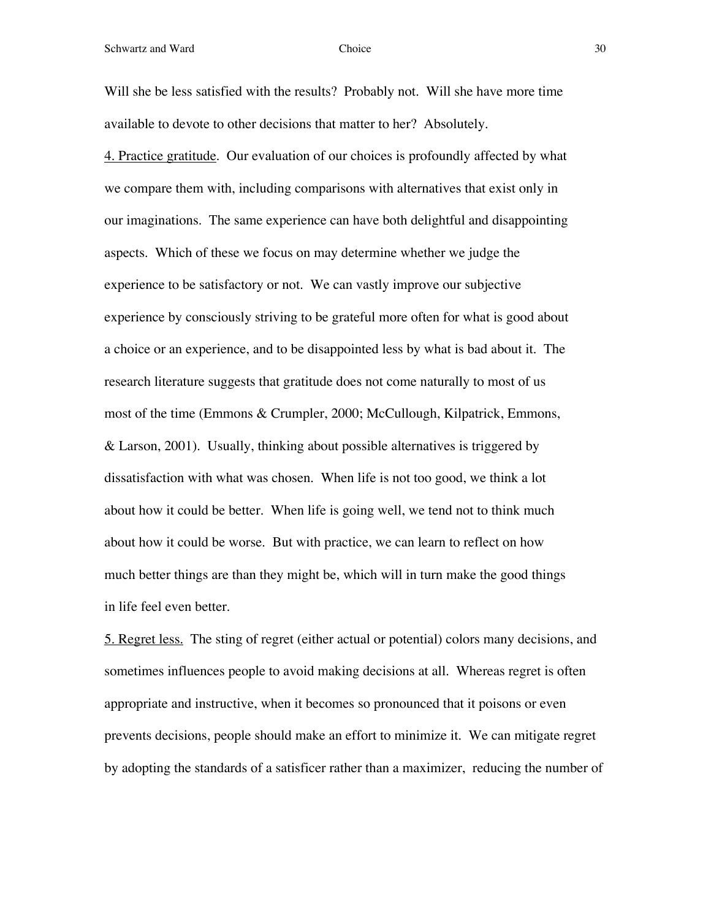Will she be less satisfied with the results? Probably not. Will she have more time available to devote to other decisions that matter to her? Absolutely.

<u>4. Practice gratitude</u>. Our evaluation of our choices is profoundly affected by what we compare them with, including comparisons with alternatives that exist only in our imaginations. The same experience can have both delightful and disappointing aspects. Which of these we focus on may determine whether we judge the experience to be satisfactory or not. We can vastly improve our subjective experience by consciously striving to be grateful more often for what is good about a choice or an experience, and to be disappointed less by what is bad about it. The research literature suggests that gratitude does not come naturally to most of us most of the time (Emmons & Crumpler, 2000; McCullough, Kilpatrick, Emmons, & Larson, 2001). Usually, thinking about possible alternatives is triggered by dissatisfaction with what was chosen. When life is not too good, we think a lot about how it could be better. When life is going well, we tend not to think much about how it could be worse. But with practice, we can learn to reflect on how much better things are than they might be, which will in turn make the good things in life feel even better.

<u>5. Regret less.</u> The sting of regret (either actual or potential) colors many decisions, and sometimes influences people to avoid making decisions at all. Whereas regret is often appropriate and instructive, when it becomes so pronounced that it poisons or even prevents decisions, people should make an effort to minimize it. We can mitigate regret by adopting the standards of a satisficer rather than a maximizer, reducing the number of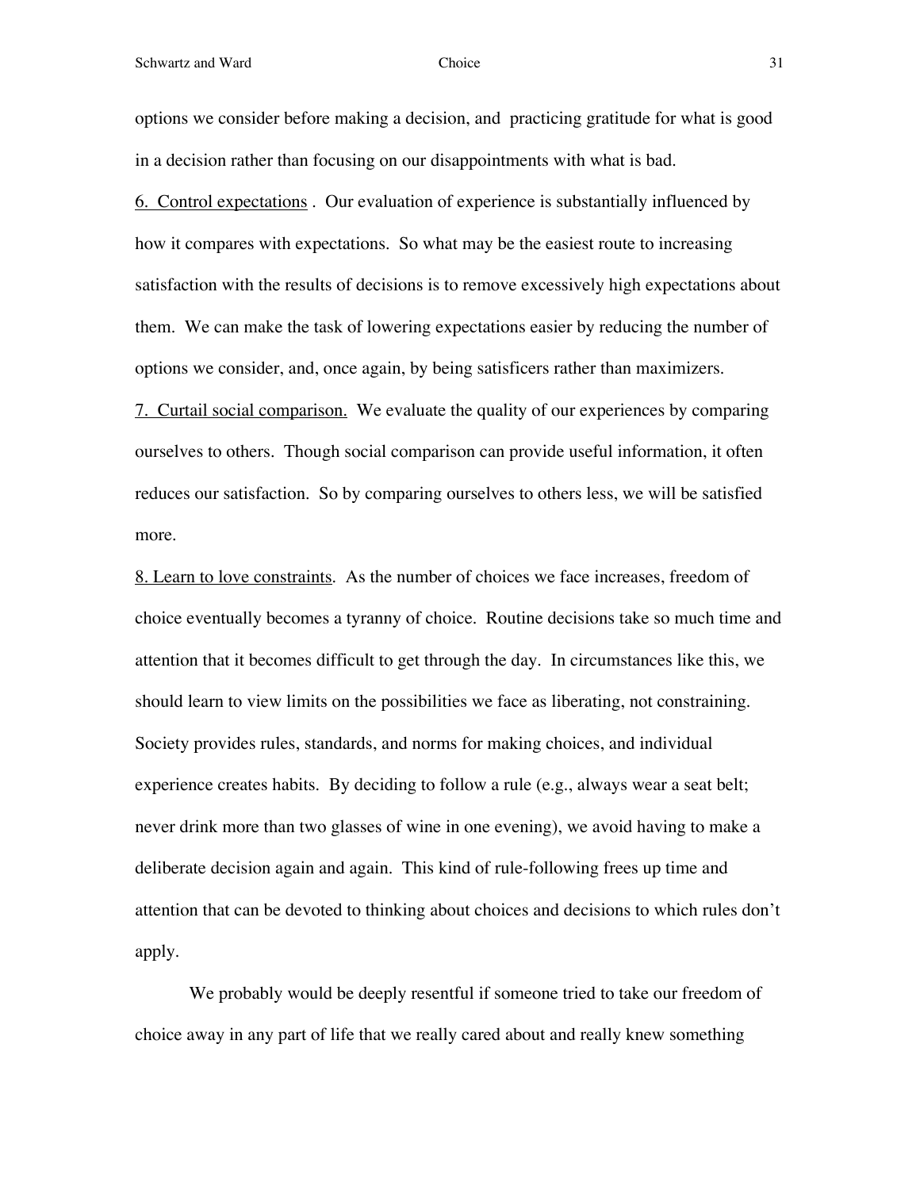options we consider before making a decision, and practicing gratitude for what is good in a decision rather than focusing on our disappointments with what is bad.

<u>6. Control expectations</u> . Our evaluation of experience is substantially influenced by how it compares with expectations. So what may be the easiest route to increasing satisfaction with the results of decisions is to remove excessively high expectations about them. We can make the task of lowering expectations easier by reducing the number of options we consider, and, once again, by being satisficers rather than maximizers.

<u>7. Curtail social comparison.</u> We evaluate the quality of our experiences by comparing ourselves to others. Though social comparison can provide useful information, it often reduces our satisfaction. So by comparing ourselves to others less, we will be satisfied more.

<u>8. Learn to love constraints</u>. As the number of choices we face increases, freedom of choice eventually becomes a tyranny of choice. Routine decisions take so much time and attention that it becomes difficult to get through the day. In circumstances like this, we should learn to view limits on the possibilities we face as liberating, not constraining. Society provides rules, standards, and norms for making choices, and individual experience creates habits. By deciding to follow a rule (e.g., always wear a seat belt; never drink more than two glasses of wine in one evening), we avoid having to make a deliberate decision again and again. This kind of rule-following frees up time and attention that can be devoted to thinking about choices and decisions to which rules don't apply.

We probably would be deeply resentful if someone tried to take our freedom of choice away in any part of life that we really cared about and really knew something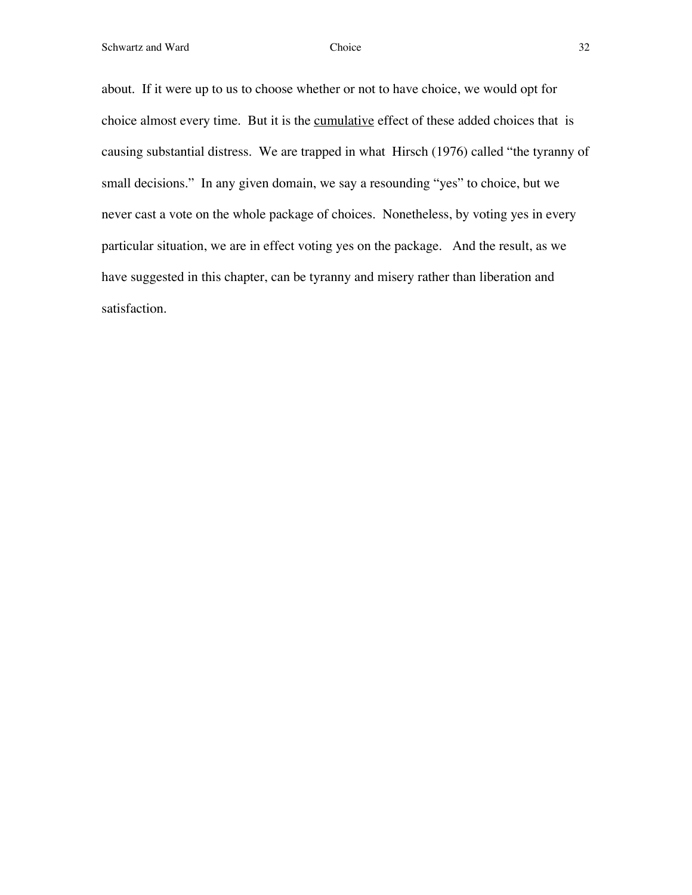about. If it were up to us to choose whether or not to have choice, we would opt for choice almost every time. But it is the <u>cumulative</u> effect of these added choices that is causing substantial distress. We are trapped in what Hirsch (1976) called "the tyranny of small decisions." In any given domain, we say a resounding "yes" to choice, but we never cast a vote on the whole package of choices. Nonetheless, by voting yes in every particular situation, we are in effect voting yes on the package. And the result, as we have suggested in this chapter, can be tyranny and misery rather than liberation and satisfaction.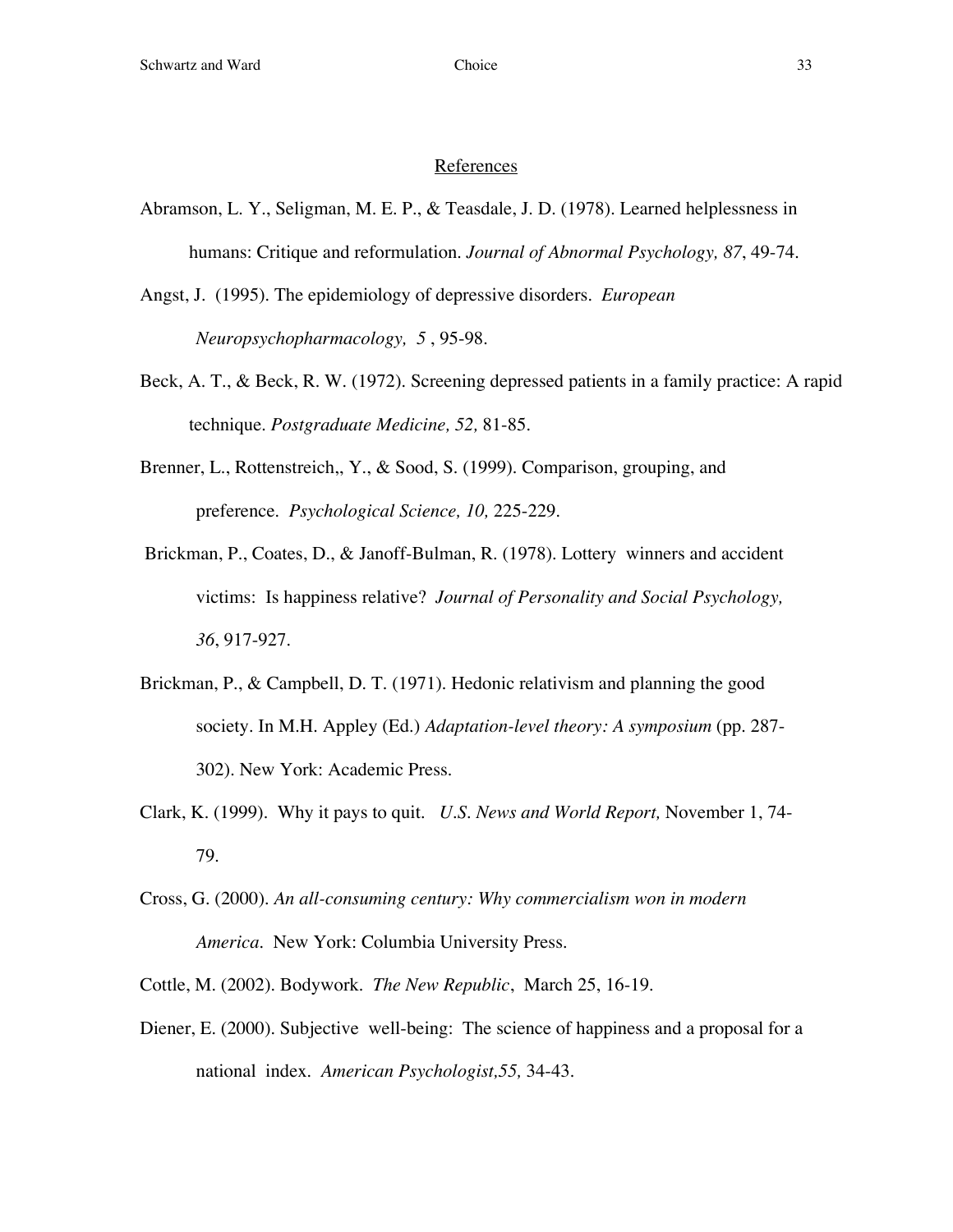## References

Abramson, L. Y., Seligman, M. E. P., & Teasdale, J. D. (1978). Learned helplessness in humans: Critique and reformulation. *Journal of Abnormal Psychology, 87*, 49-74.

Angst, J. (1995). The epidemiology of depressive disorders. *European Neuropsychopharmacology, 5* , 95-98.

Beck, A. T., & Beck, R. W. (1972). Screening depressed patients in a family practice: A rapid technique. *Postgraduate Medicine, 52,* 81-85.

Brenner, L., Rottenstreich,, Y., & Sood, S. (1999). Comparison, grouping, and preference. *Psychological Science, 10,* 225-229.

Brickman, P., Coates, D., & Janoff-Bulman, R. (1978). Lottery winners and accident victims: Is happiness relative? *Journal of Personality and Social Psychology, 36*, 917-927.

Brickman, P., & Campbell, D. T. (1971). Hedonic relativism and planning the good society. In M.H. Appley (Ed.) *Adaptation-level theory: A symposium* (pp. 287-302). New York: Academic Press.

Clark, K. (1999). Why it pays to quit. *U.S. News and World Report,* November 1, 74-79.

Cross, G. (2000). *An all-consuming century: Why commercialism won in modern America.* New York: Columbia University Press.

Cottle, M. (2002). Bodywork. *The New Republic*, March 25, 16-19.

Diener, E. (2000). Subjective well-being: The science of happiness and a proposal for a national index. *American Psychologist,55,* 34-43.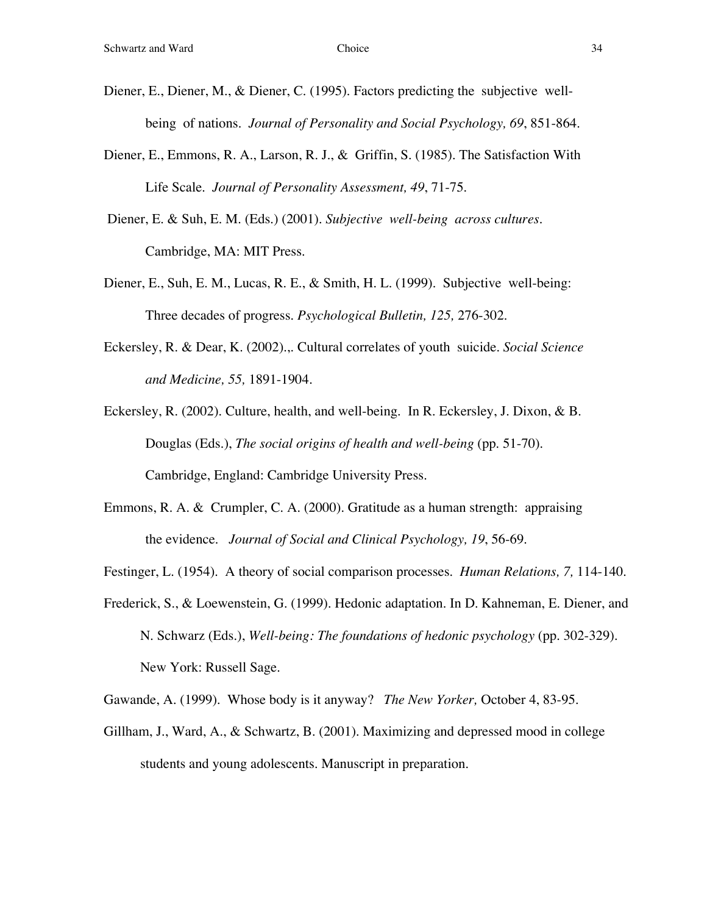Diener, E., Diener, M., & Diener, C. (1995). Factors predicting the subjective well-being of nations. *Journal of Personality and Social Psychology, 69*, 851-864.

Diener, E., Emmons, R. A., Larson, R. J., & Griffin, S. (1985). The Satisfaction With Life Scale. *Journal of Personality Assessment, 49*, 71-75.

Diener, E. & Suh, E. M. (Eds.) (2001). *Subjective well-being across cultures*. Cambridge, MA: MIT Press.

Diener, E., Suh, E. M., Lucas, R. E., & Smith, H. L. (1999). Subjective well-being: Three decades of progress. *Psychological Bulletin, 125,* 276-302.

Eckersley, R. & Dear, K. (2002).,. Cultural correlates of youth suicide. *Social Science and Medicine, 55,* 1891-1904.

Eckersley, R. (2002). Culture, health, and well-being. In R. Eckersley, J. Dixon, & B. Douglas (Eds.), *The social origins of health and well-being* (pp. 51-70). Cambridge, England: Cambridge University Press.

Emmons, R. A. & Crumpler, C. A. (2000). Gratitude as a human strength: appraising the evidence. *Journal of Social and Clinical Psychology, 19*, 56-69.

Festinger, L. (1954). A theory of social comparison processes. *Human Relations, 7,* 114-140.

Frederick, S., & Loewenstein, G. (1999). Hedonic adaptation. In D. Kahneman, E. Diener, and N. Schwarz (Eds.), *Well-being: The foundations of hedonic psychology* (pp. 302-329). New York: Russell Sage.

Gawande, A. (1999). Whose body is it anyway? *The New Yorker,* October 4, 83-95.

Gillham, J., Ward, A., & Schwartz, B. (2001). Maximizing and depressed mood in college students and young adolescents. Manuscript in preparation.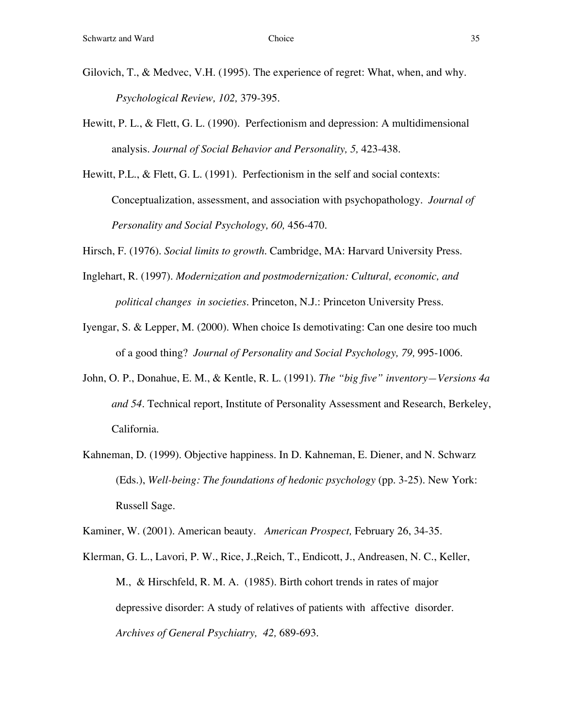Gilovich, T., & Medvec, V.H. (1995). The experience of regret: What, when, and why. *Psychological Review, 102,* 379-395.

Hewitt, P. L., & Flett, G. L. (1990). Perfectionism and depression: A multidimensional analysis. *Journal of Social Behavior and Personality, 5,* 423-438.

Hewitt, P.L., & Flett, G. L. (1991). Perfectionism in the self and social contexts: Conceptualization, assessment, and association with psychopathology. *Journal of Personality and Social Psychology, 60,* 456-470.

Hirsch, F. (1976). *Social limits to growth.* Cambridge, MA: Harvard University Press.

Inglehart, R. (1997). *Modernization and postmodernization: Cultural, economic, and political changes in societies.* Princeton, N.J.: Princeton University Press.

Iyengar, S. & Lepper, M. (2000). When choice Is demotivating: Can one desire too much of a good thing? *Journal of Personality and Social Psychology, 79,* 995-1006.

John, O. P., Donahue, E. M., & Kentle, R. L. (1991). *The "big five" inventory—Versions 4a and 54*. Technical report, Institute of Personality Assessment and Research, Berkeley, California.

Kahneman, D. (1999). Objective happiness. In D. Kahneman, E. Diener, and N. Schwarz (Eds.), *Well-being: The foundations of hedonic psychology* (pp. 3-25). New York: Russell Sage.

Kaminer, W. (2001). American beauty. *American Prospect,* February 26, 34-35.

Klerman, G. L., Lavori, P. W., Rice, J.,Reich, T., Endicott, J., Andreasen, N. C., Keller, M., & Hirschfeld, R. M. A. (1985). Birth cohort trends in rates of major depressive disorder: A study of relatives of patients with affective disorder. *Archives of General Psychiatry, 42,* 689-693.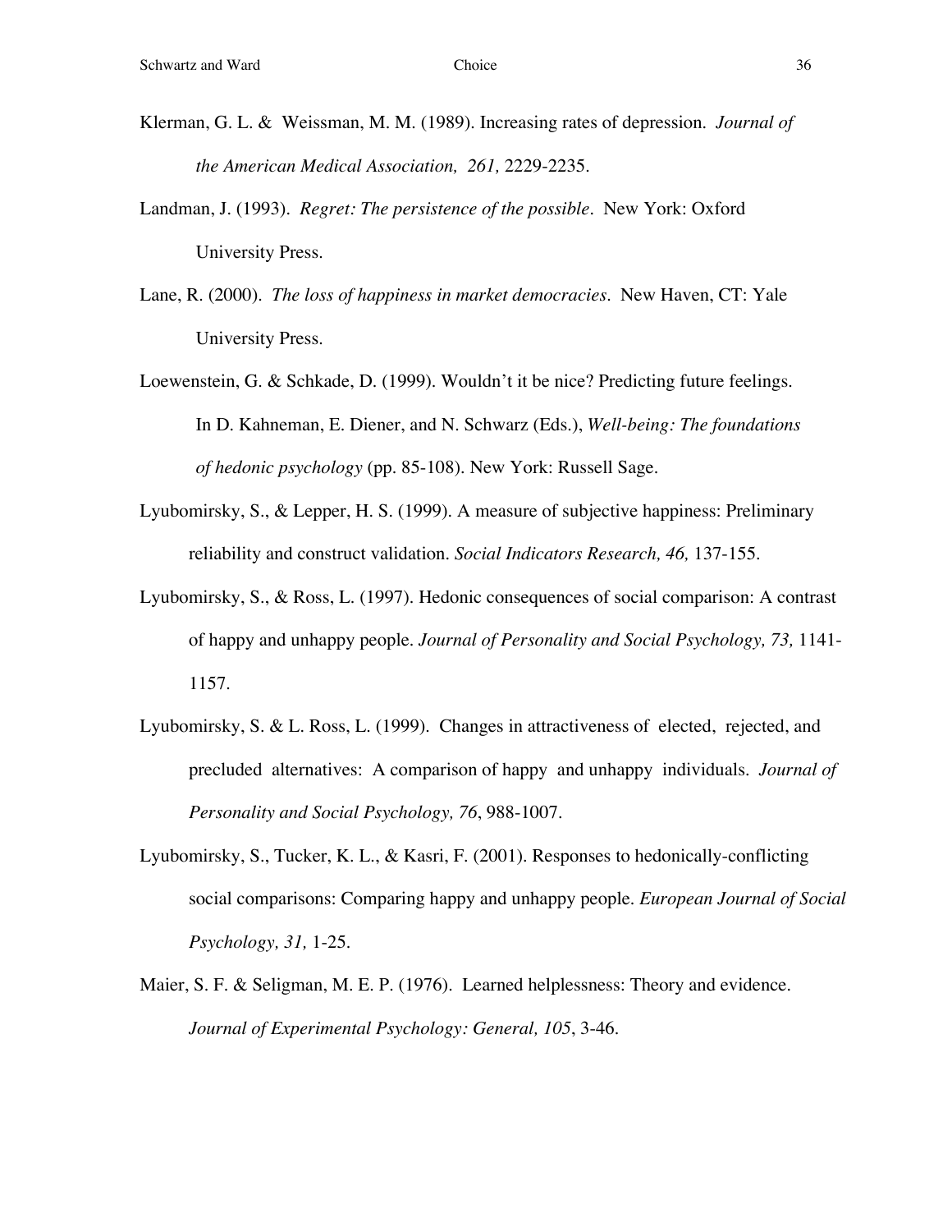Klerman, G. L. & Weissman, M. M. (1989). Increasing rates of depression. *Journal of the American Medical Association, 261,* 2229-2235.

Landman, J. (1993). *Regret: The persistence of the possible*. New York: Oxford University Press.

Lane, R. (2000). *The loss of happiness in market democracies*. New Haven, CT: Yale University Press.

Loewenstein, G. & Schkade, D. (1999). Wouldn't it be nice? Predicting future feelings. In D. Kahneman, E. Diener, and N. Schwarz (Eds.), *Well-being: The foundations of hedonic psychology* (pp. 85-108). New York: Russell Sage.

Lyubomirsky, S., & Lepper, H. S. (1999). A measure of subjective happiness: Preliminary reliability and construct validation. *Social Indicators Research, 46,* 137-155.

Lyubomirsky, S., & Ross, L. (1997). Hedonic consequences of social comparison: A contrast of happy and unhappy people. *Journal of Personality and Social Psychology, 73,* 1141-1157.

Lyubomirsky, S. & L. Ross, L. (1999). Changes in attractiveness of elected, rejected, and precluded alternatives: A comparison of happy and unhappy individuals. *Journal of Personality and Social Psychology, 76*, 988-1007.

Lyubomirsky, S., Tucker, K. L., & Kasri, F. (2001). Responses to hedonically-conflicting social comparisons: Comparing happy and unhappy people. *European Journal of Social Psychology, 31,* 1-25.

Maier, S. F. & Seligman, M. E. P. (1976). Learned helplessness: Theory and evidence. *Journal of Experimental Psychology: General, 105*, 3-46.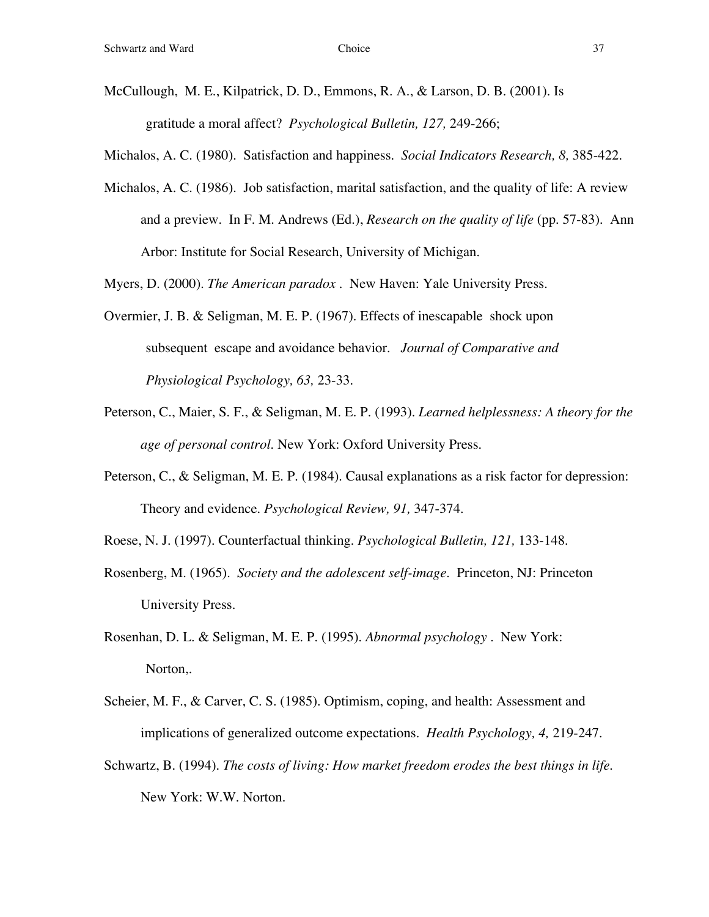McCullough, M. E., Kilpatrick, D. D., Emmons, R. A., & Larson, D. B. (2001). Is gratitude a moral affect? *Psychological Bulletin, 127,* 249-266;

Michalos, A. C. (1980). Satisfaction and happiness. *Social Indicators Research, 8,* 385-422.

Michalos, A. C. (1986). Job satisfaction, marital satisfaction, and the quality of life: A review and a preview. In F. M. Andrews (Ed.), *Research on the quality of life* (pp. 57-83). Ann Arbor: Institute for Social Research, University of Michigan.

Myers, D. (2000). *The American paradox* . New Haven: Yale University Press.

Overmier, J. B. & Seligman, M. E. P. (1967). Effects of inescapable shock upon subsequent escape and avoidance behavior. *Journal of Comparative and Physiological Psychology, 63,* 23-33.

Peterson, C., Maier, S. F., & Seligman, M. E. P. (1993). *Learned helplessness: A theory for the age of personal control.* New York: Oxford University Press.

Peterson, C., & Seligman, M. E. P. (1984). Causal explanations as a risk factor for depression: Theory and evidence. *Psychological Review, 91,* 347-374.

Roese, N. J. (1997). Counterfactual thinking. *Psychological Bulletin, 121,* 133-148.

Rosenberg, M. (1965). *Society and the adolescent self-image.* Princeton, NJ: Princeton University Press.

Rosenhan, D. L. & Seligman, M. E. P. (1995). *Abnormal psychology* . New York: Norton,.

Scheier, M. F., & Carver, C. S. (1985). Optimism, coping, and health: Assessment and implications of generalized outcome expectations. *Health Psychology, 4,* 219-247.

Schwartz, B. (1994). *The costs of living: How market freedom erodes the best things in life.* New York: W.W. Norton.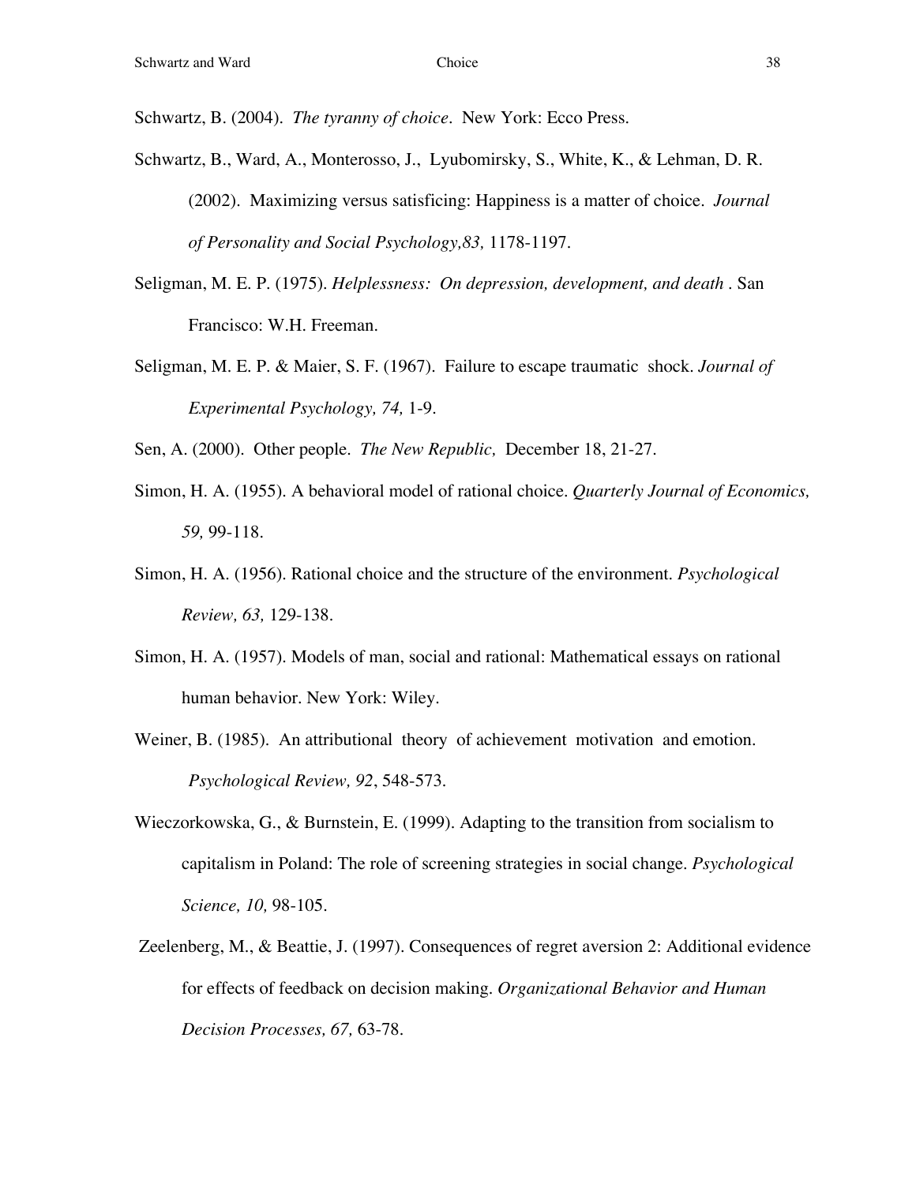Schwartz, B. (2004). *The tyranny of choice*. New York: Ecco Press.

Schwartz, B., Ward, A., Monterosso, J., Lyubomirsky, S., White, K., & Lehman, D. R. (2002). Maximizing versus satisficing: Happiness is a matter of choice. *Journal of Personality and Social Psychology,83,* 1178-1197.

Seligman, M. E. P. (1975). *Helplessness: On depression, development, and death* . San Francisco: W.H. Freeman.

Seligman, M. E. P. & Maier, S. F. (1967). Failure to escape traumatic shock. *Journal of Experimental Psychology, 74,* 1-9.

Sen, A. (2000). Other people. *The New Republic,* December 18, 21-27.

Simon, H. A. (1955). A behavioral model of rational choice. *Quarterly Journal of Economics, 59,* 99-118.

Simon, H. A. (1956). Rational choice and the structure of the environment. *Psychological Review, 63,* 129-138.

Simon, H. A. (1957). Models of man, social and rational: Mathematical essays on rational human behavior. New York: Wiley.

Weiner, B. (1985). An attributional theory of achievement motivation and emotion. *Psychological Review, 92*, 548-573.

Wieczorkowska, G., & Burnstein, E. (1999). Adapting to the transition from socialism to capitalism in Poland: The role of screening strategies in social change. *Psychological Science, 10,* 98-105.

Zeelenberg, M., & Beattie, J. (1997). Consequences of regret aversion 2: Additional evidence for effects of feedback on decision making. *Organizational Behavior and Human Decision Processes, 67,* 63-78.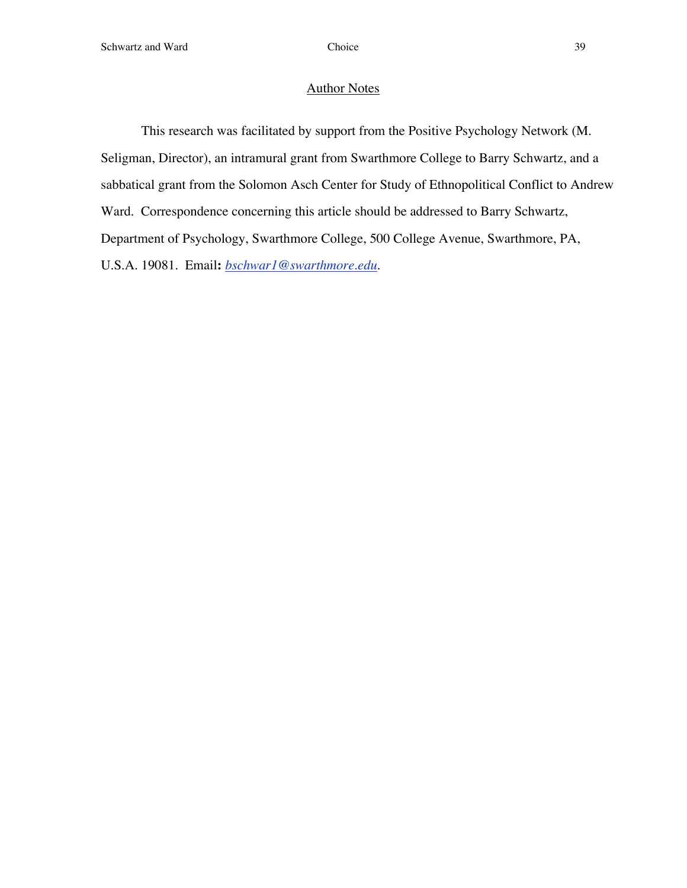## Author Notes

This research was facilitated by support from the Positive Psychology Network (M. Seligman, Director), an intramural grant from Swarthmore College to Barry Schwartz, and a sabbatical grant from the Solomon Asch Center for Study of Ethnopolitical Conflict to Andrew Ward. Correspondence concerning this article should be addressed to Barry Schwartz, Department of Psychology, Swarthmore College, 500 College Avenue, Swarthmore, PA, U.S.A. 19081. Email**:** *bschwar1@swarthmore.edu*.